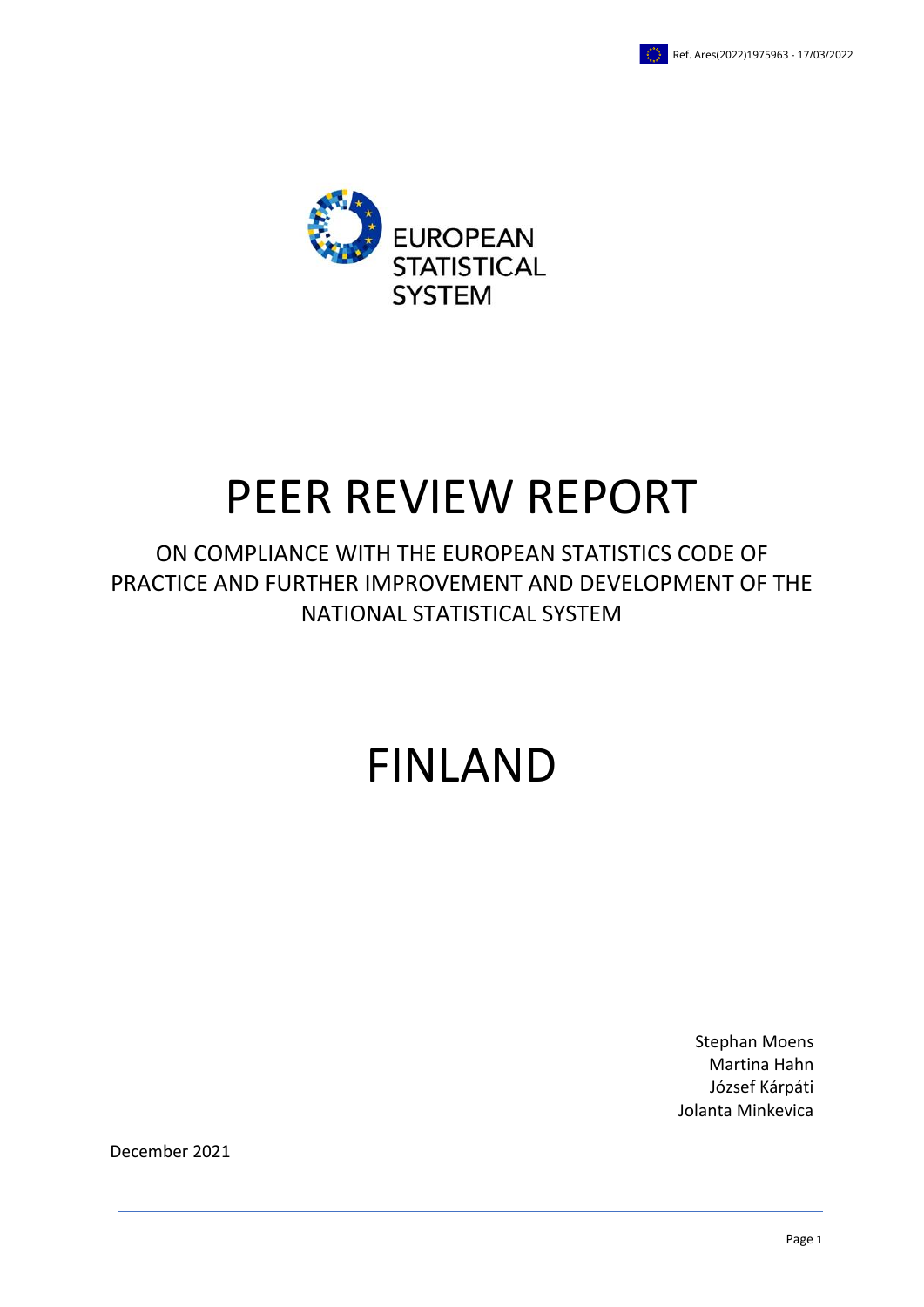Ref. Ares(2022)1975963 - 17/03/2022

EUROPEAN
STATISTICAL
SYSTEM

# PEER REVIEW REPORT

ON COMPLIANCE WITH THE EUROPEAN STATISTICS CODE OF PRACTICE AND FURTHER IMPROVEMENT AND DEVELOPMENT OF THE NATIONAL STATISTICAL SYSTEM

# FINLAND

Stephan Moens
Martina Hahn
József Kárpáti
Jolanta Minkevica

December 2021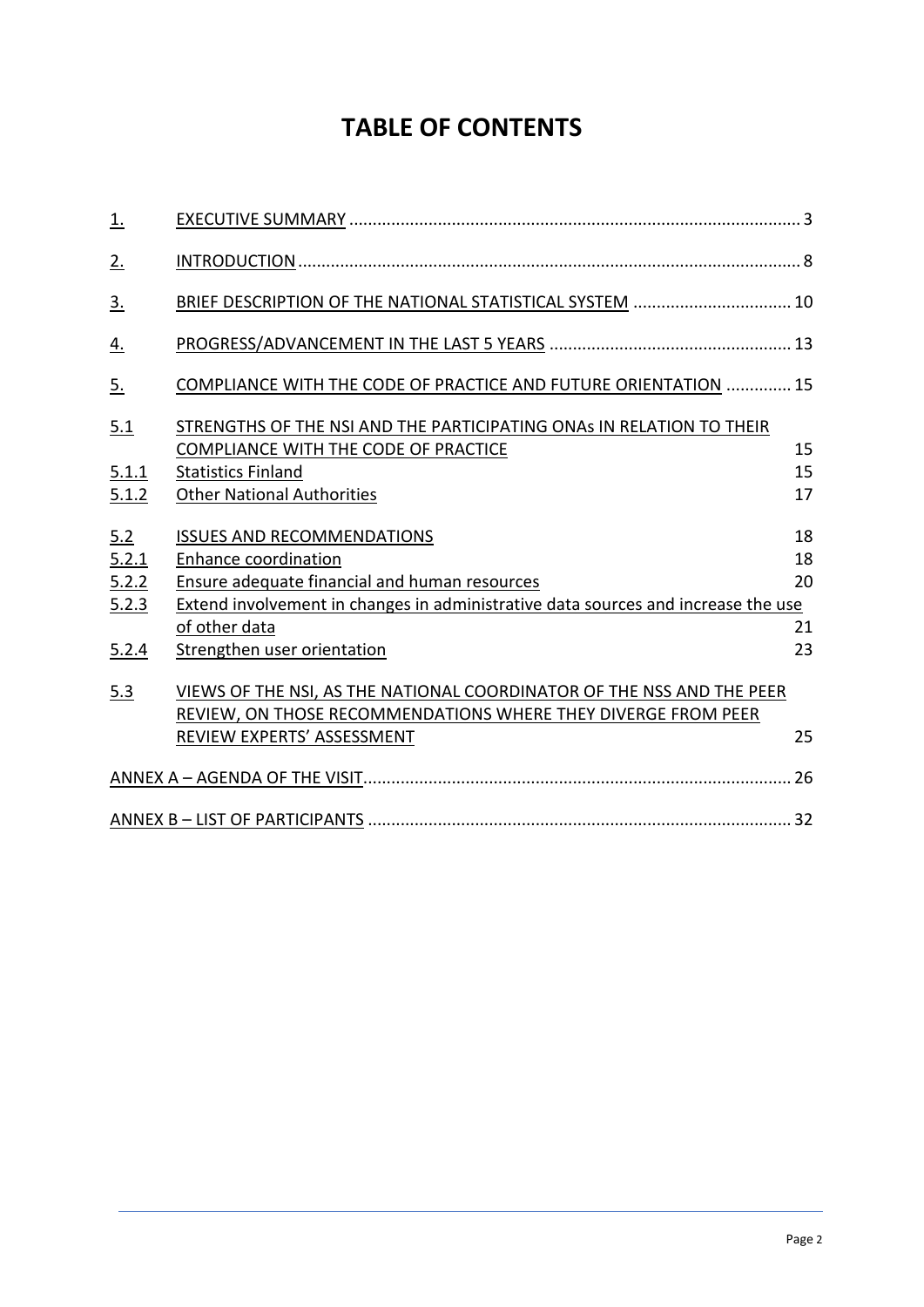# TABLE OF CONTENTS

| | | |
|---|---|---|
| 1. | EXECUTIVE SUMMARY | 3 |
| 2. | INTRODUCTION | 8 |
| 3. | BRIEF DESCRIPTION OF THE NATIONAL STATISTICAL SYSTEM | 10 |
| 4. | PROGRESS/ADVANCEMENT IN THE LAST 5 YEARS | 13 |
| 5. | COMPLIANCE WITH THE CODE OF PRACTICE AND FUTURE ORIENTATION | 15 |
| 5.1 | STRENGTHS OF THE NSI AND THE PARTICIPATING ONAs IN RELATION TO THEIR COMPLIANCE WITH THE CODE OF PRACTICE | 15 |
| 5.1.1 | Statistics Finland | 15 |
| 5.1.2 | Other National Authorities | 17 |
| 5.2 | ISSUES AND RECOMMENDATIONS | 18 |
| 5.2.1 | Enhance coordination | 18 |
| 5.2.2 | Ensure adequate financial and human resources | 20 |
| 5.2.3 | Extend involvement in changes in administrative data sources and increase the use of other data | 21 |
| 5.2.4 | Strengthen user orientation | 23 |
| 5.3 | VIEWS OF THE NSI, AS THE NATIONAL COORDINATOR OF THE NSS AND THE PEER REVIEW, ON THOSE RECOMMENDATIONS WHERE THEY DIVERGE FROM PEER REVIEW EXPERTS' ASSESSMENT | 25 |
| | ANNEX A – AGENDA OF THE VISIT | 26 |
| | ANNEX B – LIST OF PARTICIPANTS | 32 |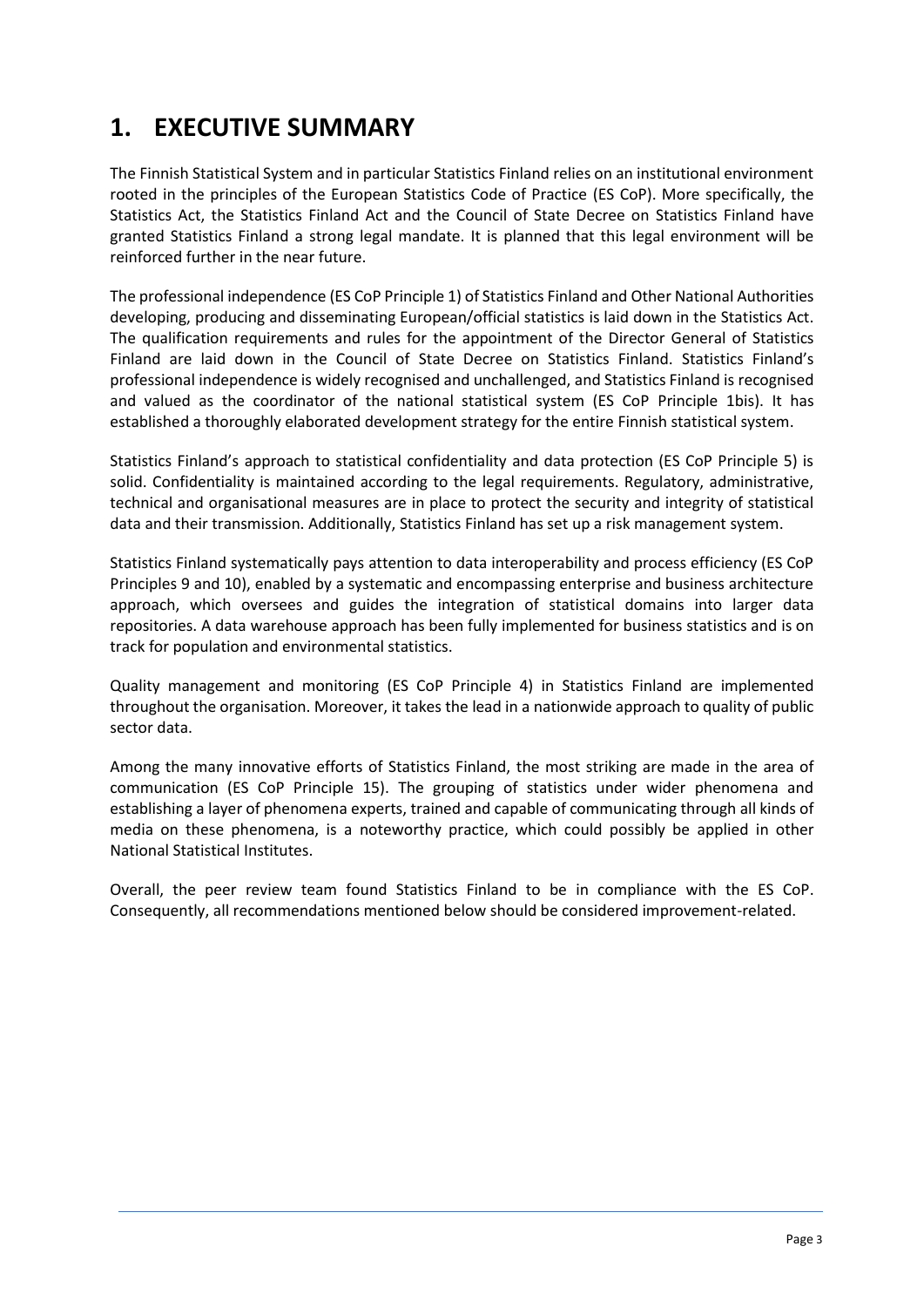# 1. EXECUTIVE SUMMARY

The Finnish Statistical System and in particular Statistics Finland relies on an institutional environment rooted in the principles of the European Statistics Code of Practice (ES CoP). More specifically, the Statistics Act, the Statistics Finland Act and the Council of State Decree on Statistics Finland have granted Statistics Finland a strong legal mandate. It is planned that this legal environment will be reinforced further in the near future.

The professional independence (ES CoP Principle 1) of Statistics Finland and Other National Authorities developing, producing and disseminating European/official statistics is laid down in the Statistics Act. The qualification requirements and rules for the appointment of the Director General of Statistics Finland are laid down in the Council of State Decree on Statistics Finland. Statistics Finland's professional independence is widely recognised and unchallenged, and Statistics Finland is recognised and valued as the coordinator of the national statistical system (ES CoP Principle 1bis). It has established a thoroughly elaborated development strategy for the entire Finnish statistical system.

Statistics Finland's approach to statistical confidentiality and data protection (ES CoP Principle 5) is solid. Confidentiality is maintained according to the legal requirements. Regulatory, administrative, technical and organisational measures are in place to protect the security and integrity of statistical data and their transmission. Additionally, Statistics Finland has set up a risk management system.

Statistics Finland systematically pays attention to data interoperability and process efficiency (ES CoP Principles 9 and 10), enabled by a systematic and encompassing enterprise and business architecture approach, which oversees and guides the integration of statistical domains into larger data repositories. A data warehouse approach has been fully implemented for business statistics and is on track for population and environmental statistics.

Quality management and monitoring (ES CoP Principle 4) in Statistics Finland are implemented throughout the organisation. Moreover, it takes the lead in a nationwide approach to quality of public sector data.

Among the many innovative efforts of Statistics Finland, the most striking are made in the area of communication (ES CoP Principle 15). The grouping of statistics under wider phenomena and establishing a layer of phenomena experts, trained and capable of communicating through all kinds of media on these phenomena, is a noteworthy practice, which could possibly be applied in other National Statistical Institutes.

Overall, the peer review team found Statistics Finland to be in compliance with the ES CoP. Consequently, all recommendations mentioned below should be considered improvement-related.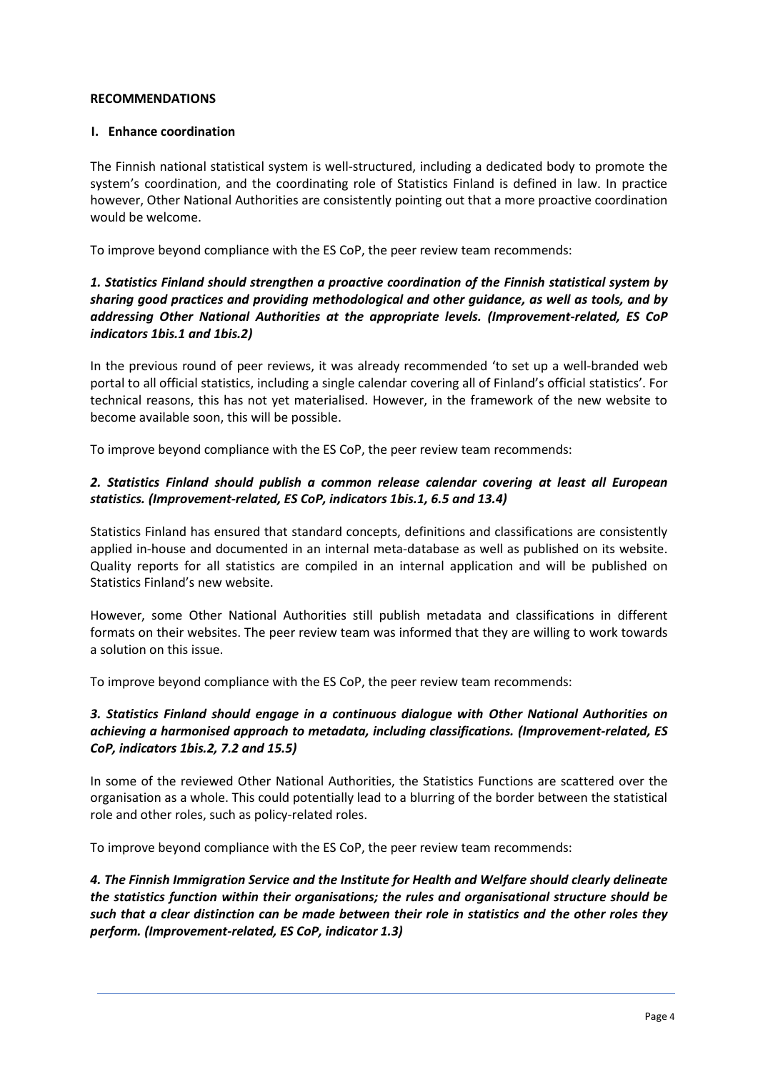**RECOMMENDATIONS**

**I. Enhance coordination**

The Finnish national statistical system is well-structured, including a dedicated body to promote the system's coordination, and the coordinating role of Statistics Finland is defined in law. In practice however, Other National Authorities are consistently pointing out that a more proactive coordination would be welcome.

To improve beyond compliance with the ES CoP, the peer review team recommends:

***1. Statistics Finland should strengthen a proactive coordination of the Finnish statistical system by sharing good practices and providing methodological and other guidance, as well as tools, and by addressing Other National Authorities at the appropriate levels. (Improvement-related, ES CoP indicators 1bis.1 and 1bis.2)***

In the previous round of peer reviews, it was already recommended 'to set up a well-branded web portal to all official statistics, including a single calendar covering all of Finland's official statistics'. For technical reasons, this has not yet materialised. However, in the framework of the new website to become available soon, this will be possible.

To improve beyond compliance with the ES CoP, the peer review team recommends:

***2. Statistics Finland should publish a common release calendar covering at least all European statistics. (Improvement-related, ES CoP, indicators 1bis.1, 6.5 and 13.4)***

Statistics Finland has ensured that standard concepts, definitions and classifications are consistently applied in-house and documented in an internal meta-database as well as published on its website. Quality reports for all statistics are compiled in an internal application and will be published on Statistics Finland's new website.

However, some Other National Authorities still publish metadata and classifications in different formats on their websites. The peer review team was informed that they are willing to work towards a solution on this issue.

To improve beyond compliance with the ES CoP, the peer review team recommends:

***3. Statistics Finland should engage in a continuous dialogue with Other National Authorities on achieving a harmonised approach to metadata, including classifications. (Improvement-related, ES CoP, indicators 1bis.2, 7.2 and 15.5)***

In some of the reviewed Other National Authorities, the Statistics Functions are scattered over the organisation as a whole. This could potentially lead to a blurring of the border between the statistical role and other roles, such as policy-related roles.

To improve beyond compliance with the ES CoP, the peer review team recommends:

***4. The Finnish Immigration Service and the Institute for Health and Welfare should clearly delineate the statistics function within their organisations; the rules and organisational structure should be such that a clear distinction can be made between their role in statistics and the other roles they perform. (Improvement-related, ES CoP, indicator 1.3)***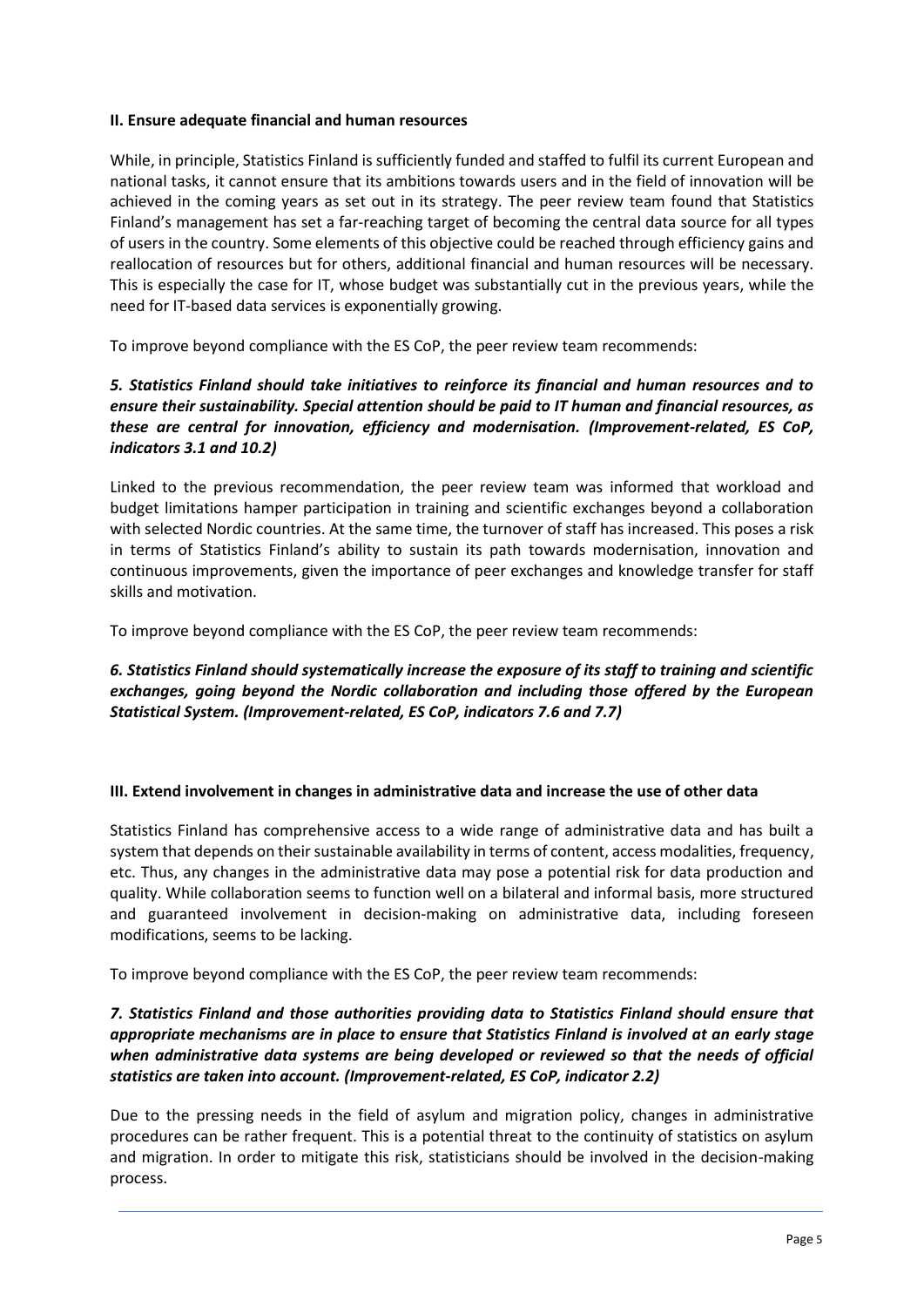**II. Ensure adequate financial and human resources**

While, in principle, Statistics Finland is sufficiently funded and staffed to fulfil its current European and national tasks, it cannot ensure that its ambitions towards users and in the field of innovation will be achieved in the coming years as set out in its strategy. The peer review team found that Statistics Finland's management has set a far-reaching target of becoming the central data source for all types of users in the country. Some elements of this objective could be reached through efficiency gains and reallocation of resources but for others, additional financial and human resources will be necessary. This is especially the case for IT, whose budget was substantially cut in the previous years, while the need for IT-based data services is exponentially growing.

To improve beyond compliance with the ES CoP, the peer review team recommends:

***5. Statistics Finland should take initiatives to reinforce its financial and human resources and to ensure their sustainability. Special attention should be paid to IT human and financial resources, as these are central for innovation, efficiency and modernisation. (Improvement-related, ES CoP, indicators 3.1 and 10.2)***

Linked to the previous recommendation, the peer review team was informed that workload and budget limitations hamper participation in training and scientific exchanges beyond a collaboration with selected Nordic countries. At the same time, the turnover of staff has increased. This poses a risk in terms of Statistics Finland's ability to sustain its path towards modernisation, innovation and continuous improvements, given the importance of peer exchanges and knowledge transfer for staff skills and motivation.

To improve beyond compliance with the ES CoP, the peer review team recommends:

***6. Statistics Finland should systematically increase the exposure of its staff to training and scientific exchanges, going beyond the Nordic collaboration and including those offered by the European Statistical System. (Improvement-related, ES CoP, indicators 7.6 and 7.7)***

**III. Extend involvement in changes in administrative data and increase the use of other data**

Statistics Finland has comprehensive access to a wide range of administrative data and has built a system that depends on their sustainable availability in terms of content, access modalities, frequency, etc. Thus, any changes in the administrative data may pose a potential risk for data production and quality. While collaboration seems to function well on a bilateral and informal basis, more structured and guaranteed involvement in decision-making on administrative data, including foreseen modifications, seems to be lacking.

To improve beyond compliance with the ES CoP, the peer review team recommends:

***7. Statistics Finland and those authorities providing data to Statistics Finland should ensure that appropriate mechanisms are in place to ensure that Statistics Finland is involved at an early stage when administrative data systems are being developed or reviewed so that the needs of official statistics are taken into account. (Improvement-related, ES CoP, indicator 2.2)***

Due to the pressing needs in the field of asylum and migration policy, changes in administrative procedures can be rather frequent. This is a potential threat to the continuity of statistics on asylum and migration. In order to mitigate this risk, statisticians should be involved in the decision-making process.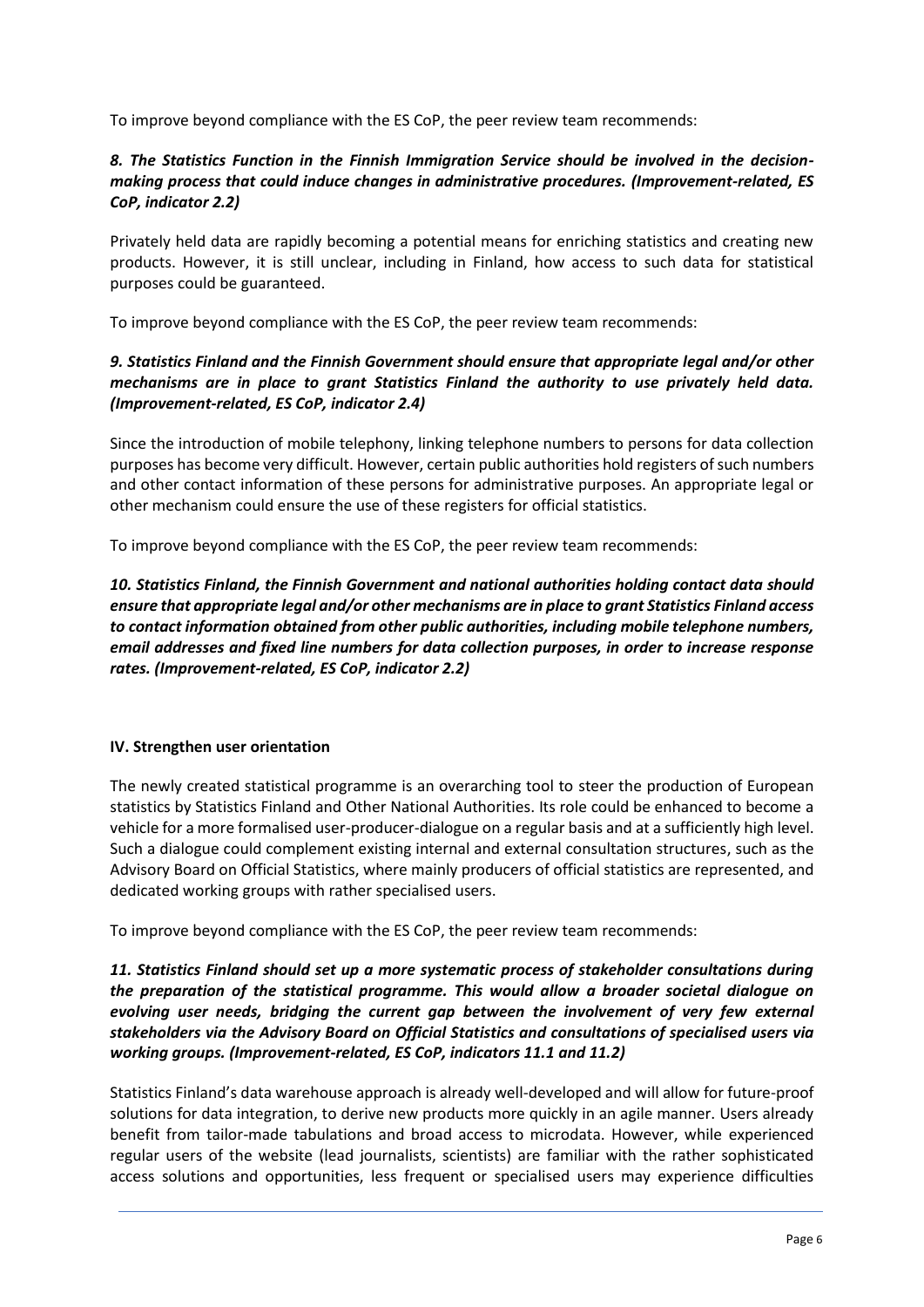To improve beyond compliance with the ES CoP, the peer review team recommends:

***8. The Statistics Function in the Finnish Immigration Service should be involved in the decision-making process that could induce changes in administrative procedures. (Improvement-related, ES CoP, indicator 2.2)***

Privately held data are rapidly becoming a potential means for enriching statistics and creating new products. However, it is still unclear, including in Finland, how access to such data for statistical purposes could be guaranteed.

To improve beyond compliance with the ES CoP, the peer review team recommends:

***9. Statistics Finland and the Finnish Government should ensure that appropriate legal and/or other mechanisms are in place to grant Statistics Finland the authority to use privately held data. (Improvement-related, ES CoP, indicator 2.4)***

Since the introduction of mobile telephony, linking telephone numbers to persons for data collection purposes has become very difficult. However, certain public authorities hold registers of such numbers and other contact information of these persons for administrative purposes. An appropriate legal or other mechanism could ensure the use of these registers for official statistics.

To improve beyond compliance with the ES CoP, the peer review team recommends:

***10. Statistics Finland, the Finnish Government and national authorities holding contact data should ensure that appropriate legal and/or other mechanisms are in place to grant Statistics Finland access to contact information obtained from other public authorities, including mobile telephone numbers, email addresses and fixed line numbers for data collection purposes, in order to increase response rates. (Improvement-related, ES CoP, indicator 2.2)***

### IV. Strengthen user orientation

The newly created statistical programme is an overarching tool to steer the production of European statistics by Statistics Finland and Other National Authorities. Its role could be enhanced to become a vehicle for a more formalised user-producer-dialogue on a regular basis and at a sufficiently high level. Such a dialogue could complement existing internal and external consultation structures, such as the Advisory Board on Official Statistics, where mainly producers of official statistics are represented, and dedicated working groups with rather specialised users.

To improve beyond compliance with the ES CoP, the peer review team recommends:

***11. Statistics Finland should set up a more systematic process of stakeholder consultations during the preparation of the statistical programme. This would allow a broader societal dialogue on evolving user needs, bridging the current gap between the involvement of very few external stakeholders via the Advisory Board on Official Statistics and consultations of specialised users via working groups. (Improvement-related, ES CoP, indicators 11.1 and 11.2)***

Statistics Finland's data warehouse approach is already well-developed and will allow for future-proof solutions for data integration, to derive new products more quickly in an agile manner. Users already benefit from tailor-made tabulations and broad access to microdata. However, while experienced regular users of the website (lead journalists, scientists) are familiar with the rather sophisticated access solutions and opportunities, less frequent or specialised users may experience difficulties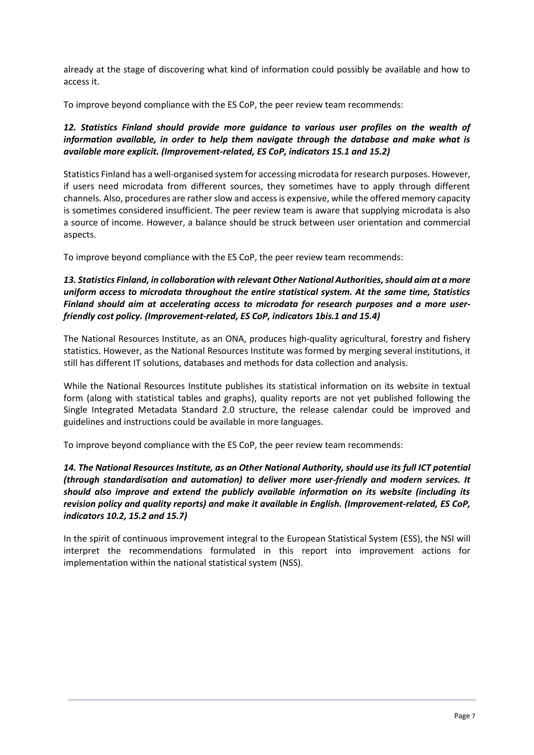already at the stage of discovering what kind of information could possibly be available and how to access it.

To improve beyond compliance with the ES CoP, the peer review team recommends:

***12. Statistics Finland should provide more guidance to various user profiles on the wealth of information available, in order to help them navigate through the database and make what is available more explicit. (Improvement-related, ES CoP, indicators 15.1 and 15.2)***

Statistics Finland has a well-organised system for accessing microdata for research purposes. However, if users need microdata from different sources, they sometimes have to apply through different channels. Also, procedures are rather slow and access is expensive, while the offered memory capacity is sometimes considered insufficient. The peer review team is aware that supplying microdata is also a source of income. However, a balance should be struck between user orientation and commercial aspects.

To improve beyond compliance with the ES CoP, the peer review team recommends:

***13. Statistics Finland, in collaboration with relevant Other National Authorities, should aim at a more uniform access to microdata throughout the entire statistical system. At the same time, Statistics Finland should aim at accelerating access to microdata for research purposes and a more user-friendly cost policy. (Improvement-related, ES CoP, indicators 1bis.1 and 15.4)***

The National Resources Institute, as an ONA, produces high-quality agricultural, forestry and fishery statistics. However, as the National Resources Institute was formed by merging several institutions, it still has different IT solutions, databases and methods for data collection and analysis.

While the National Resources Institute publishes its statistical information on its website in textual form (along with statistical tables and graphs), quality reports are not yet published following the Single Integrated Metadata Standard 2.0 structure, the release calendar could be improved and guidelines and instructions could be available in more languages.

To improve beyond compliance with the ES CoP, the peer review team recommends:

***14. The National Resources Institute, as an Other National Authority, should use its full ICT potential (through standardisation and automation) to deliver more user-friendly and modern services. It should also improve and extend the publicly available information on its website (including its revision policy and quality reports) and make it available in English. (Improvement-related, ES CoP, indicators 10.2, 15.2 and 15.7)***

In the spirit of continuous improvement integral to the European Statistical System (ESS), the NSI will interpret the recommendations formulated in this report into improvement actions for implementation within the national statistical system (NSS).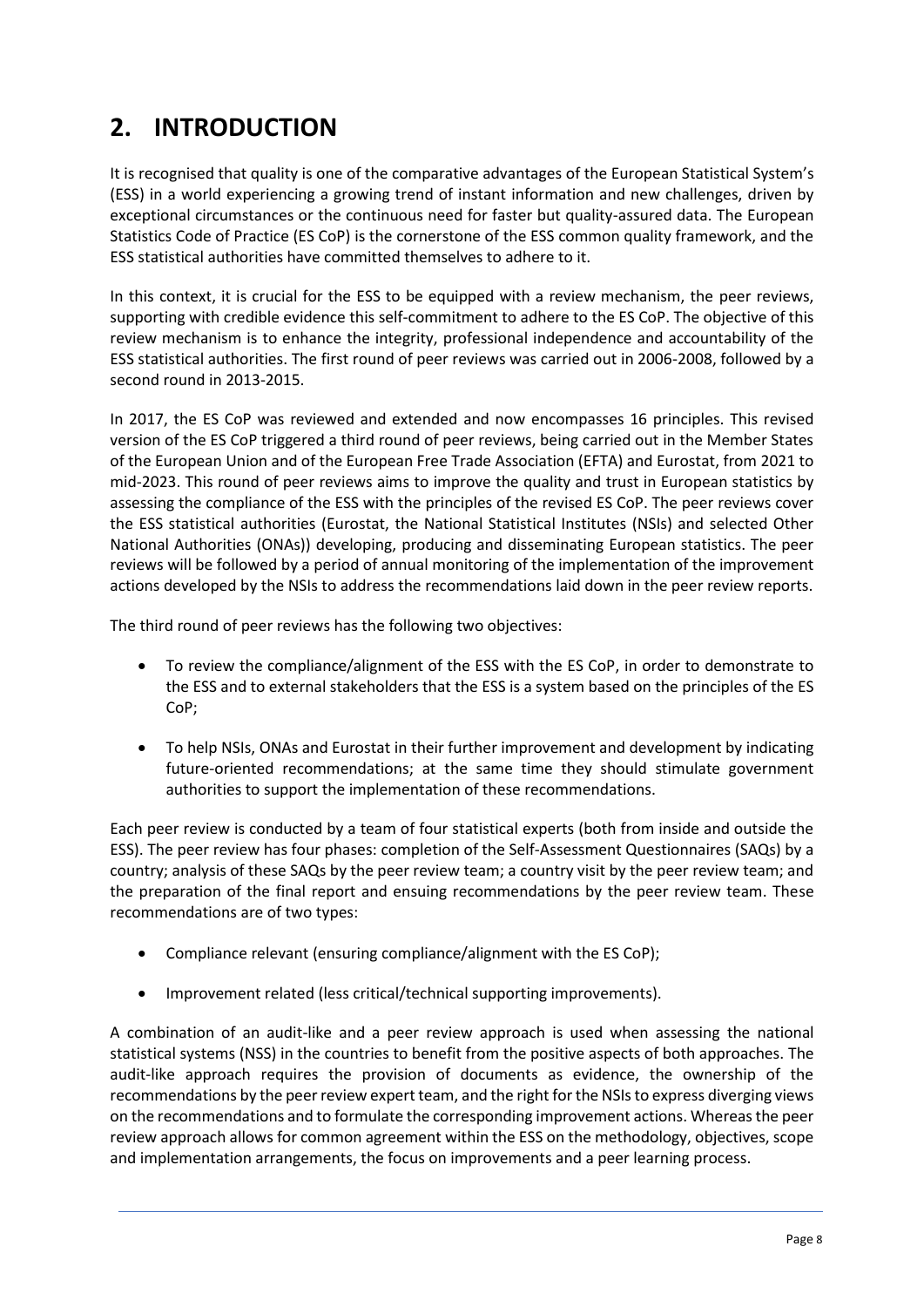## 2. INTRODUCTION

It is recognised that quality is one of the comparative advantages of the European Statistical System's (ESS) in a world experiencing a growing trend of instant information and new challenges, driven by exceptional circumstances or the continuous need for faster but quality-assured data. The European Statistics Code of Practice (ES CoP) is the cornerstone of the ESS common quality framework, and the ESS statistical authorities have committed themselves to adhere to it.

In this context, it is crucial for the ESS to be equipped with a review mechanism, the peer reviews, supporting with credible evidence this self-commitment to adhere to the ES CoP. The objective of this review mechanism is to enhance the integrity, professional independence and accountability of the ESS statistical authorities. The first round of peer reviews was carried out in 2006-2008, followed by a second round in 2013-2015.

In 2017, the ES CoP was reviewed and extended and now encompasses 16 principles. This revised version of the ES CoP triggered a third round of peer reviews, being carried out in the Member States of the European Union and of the European Free Trade Association (EFTA) and Eurostat, from 2021 to mid-2023. This round of peer reviews aims to improve the quality and trust in European statistics by assessing the compliance of the ESS with the principles of the revised ES CoP. The peer reviews cover the ESS statistical authorities (Eurostat, the National Statistical Institutes (NSIs) and selected Other National Authorities (ONAs)) developing, producing and disseminating European statistics. The peer reviews will be followed by a period of annual monitoring of the implementation of the improvement actions developed by the NSIs to address the recommendations laid down in the peer review reports.

The third round of peer reviews has the following two objectives:

- To review the compliance/alignment of the ESS with the ES CoP, in order to demonstrate to the ESS and to external stakeholders that the ESS is a system based on the principles of the ES CoP;
- To help NSIs, ONAs and Eurostat in their further improvement and development by indicating future-oriented recommendations; at the same time they should stimulate government authorities to support the implementation of these recommendations.

Each peer review is conducted by a team of four statistical experts (both from inside and outside the ESS). The peer review has four phases: completion of the Self-Assessment Questionnaires (SAQs) by a country; analysis of these SAQs by the peer review team; a country visit by the peer review team; and the preparation of the final report and ensuing recommendations by the peer review team. These recommendations are of two types:

- Compliance relevant (ensuring compliance/alignment with the ES CoP);
- Improvement related (less critical/technical supporting improvements).

A combination of an audit-like and a peer review approach is used when assessing the national statistical systems (NSS) in the countries to benefit from the positive aspects of both approaches. The audit-like approach requires the provision of documents as evidence, the ownership of the recommendations by the peer review expert team, and the right for the NSIs to express diverging views on the recommendations and to formulate the corresponding improvement actions. Whereas the peer review approach allows for common agreement within the ESS on the methodology, objectives, scope and implementation arrangements, the focus on improvements and a peer learning process.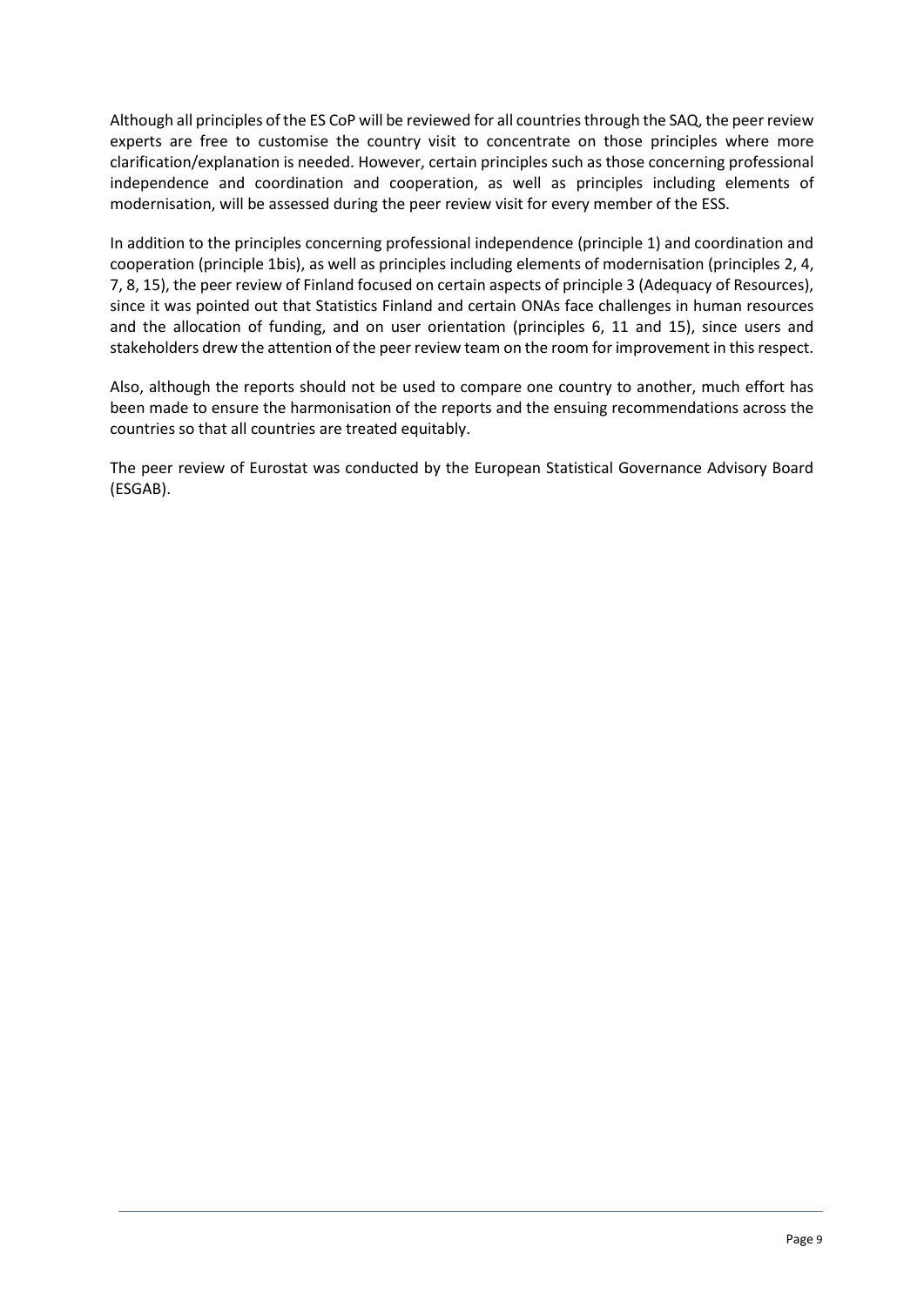Although all principles of the ES CoP will be reviewed for all countries through the SAQ, the peer review experts are free to customise the country visit to concentrate on those principles where more clarification/explanation is needed. However, certain principles such as those concerning professional independence and coordination and cooperation, as well as principles including elements of modernisation, will be assessed during the peer review visit for every member of the ESS.

In addition to the principles concerning professional independence (principle 1) and coordination and cooperation (principle 1bis), as well as principles including elements of modernisation (principles 2, 4, 7, 8, 15), the peer review of Finland focused on certain aspects of principle 3 (Adequacy of Resources), since it was pointed out that Statistics Finland and certain ONAs face challenges in human resources and the allocation of funding, and on user orientation (principles 6, 11 and 15), since users and stakeholders drew the attention of the peer review team on the room for improvement in this respect.

Also, although the reports should not be used to compare one country to another, much effort has been made to ensure the harmonisation of the reports and the ensuing recommendations across the countries so that all countries are treated equitably.

The peer review of Eurostat was conducted by the European Statistical Governance Advisory Board (ESGAB).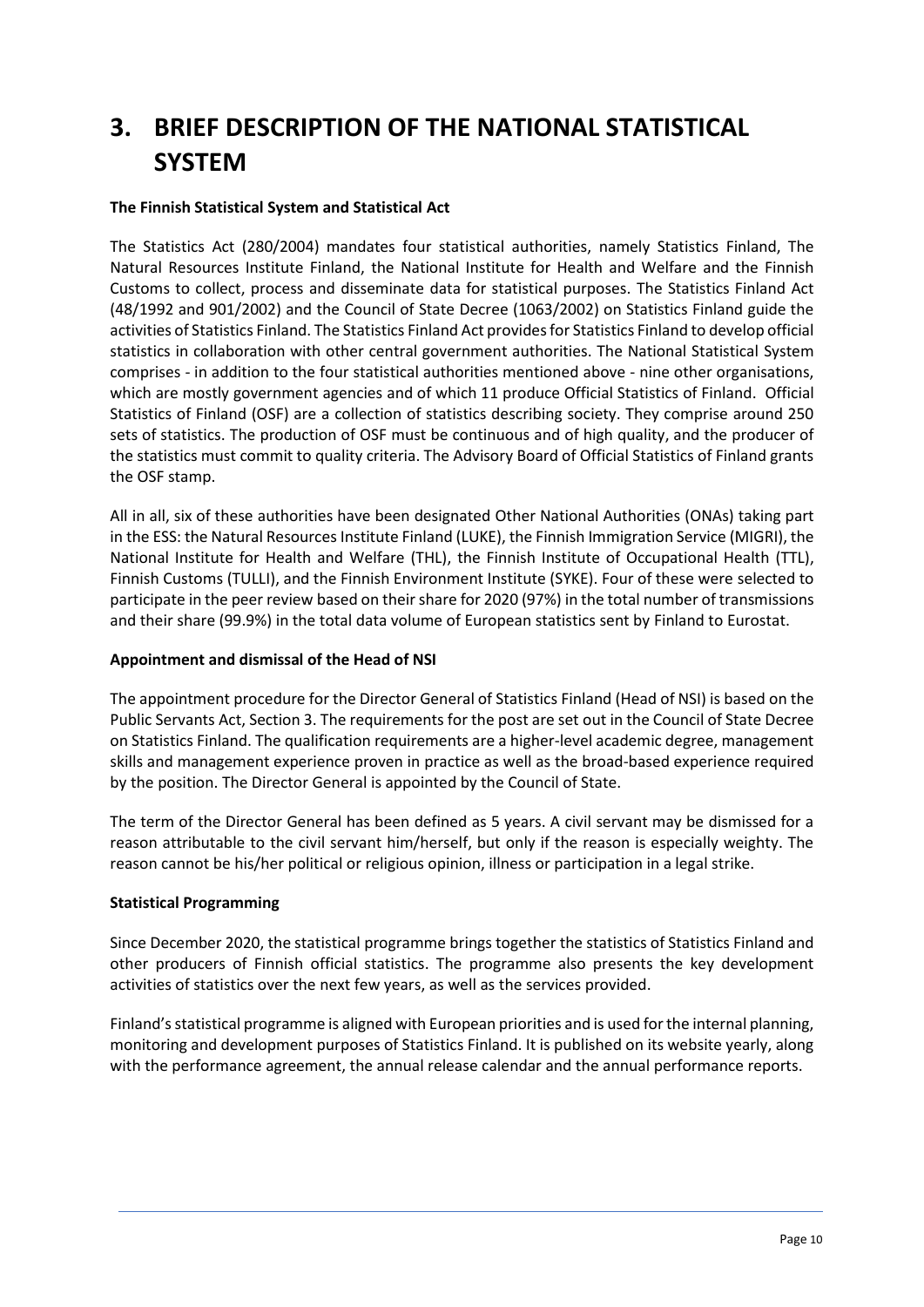# 3. BRIEF DESCRIPTION OF THE NATIONAL STATISTICAL SYSTEM

**The Finnish Statistical System and Statistical Act**

The Statistics Act (280/2004) mandates four statistical authorities, namely Statistics Finland, The Natural Resources Institute Finland, the National Institute for Health and Welfare and the Finnish Customs to collect, process and disseminate data for statistical purposes. The Statistics Finland Act (48/1992 and 901/2002) and the Council of State Decree (1063/2002) on Statistics Finland guide the activities of Statistics Finland. The Statistics Finland Act provides for Statistics Finland to develop official statistics in collaboration with other central government authorities. The National Statistical System comprises - in addition to the four statistical authorities mentioned above - nine other organisations, which are mostly government agencies and of which 11 produce Official Statistics of Finland. Official Statistics of Finland (OSF) are a collection of statistics describing society. They comprise around 250 sets of statistics. The production of OSF must be continuous and of high quality, and the producer of the statistics must commit to quality criteria. The Advisory Board of Official Statistics of Finland grants the OSF stamp.

All in all, six of these authorities have been designated Other National Authorities (ONAs) taking part in the ESS: the Natural Resources Institute Finland (LUKE), the Finnish Immigration Service (MIGRI), the National Institute for Health and Welfare (THL), the Finnish Institute of Occupational Health (TTL), Finnish Customs (TULLI), and the Finnish Environment Institute (SYKE). Four of these were selected to participate in the peer review based on their share for 2020 (97%) in the total number of transmissions and their share (99.9%) in the total data volume of European statistics sent by Finland to Eurostat.

**Appointment and dismissal of the Head of NSI**

The appointment procedure for the Director General of Statistics Finland (Head of NSI) is based on the Public Servants Act, Section 3. The requirements for the post are set out in the Council of State Decree on Statistics Finland. The qualification requirements are a higher-level academic degree, management skills and management experience proven in practice as well as the broad-based experience required by the position. The Director General is appointed by the Council of State.

The term of the Director General has been defined as 5 years. A civil servant may be dismissed for a reason attributable to the civil servant him/herself, but only if the reason is especially weighty. The reason cannot be his/her political or religious opinion, illness or participation in a legal strike.

**Statistical Programming**

Since December 2020, the statistical programme brings together the statistics of Statistics Finland and other producers of Finnish official statistics. The programme also presents the key development activities of statistics over the next few years, as well as the services provided.

Finland's statistical programme is aligned with European priorities and is used for the internal planning, monitoring and development purposes of Statistics Finland. It is published on its website yearly, along with the performance agreement, the annual release calendar and the annual performance reports.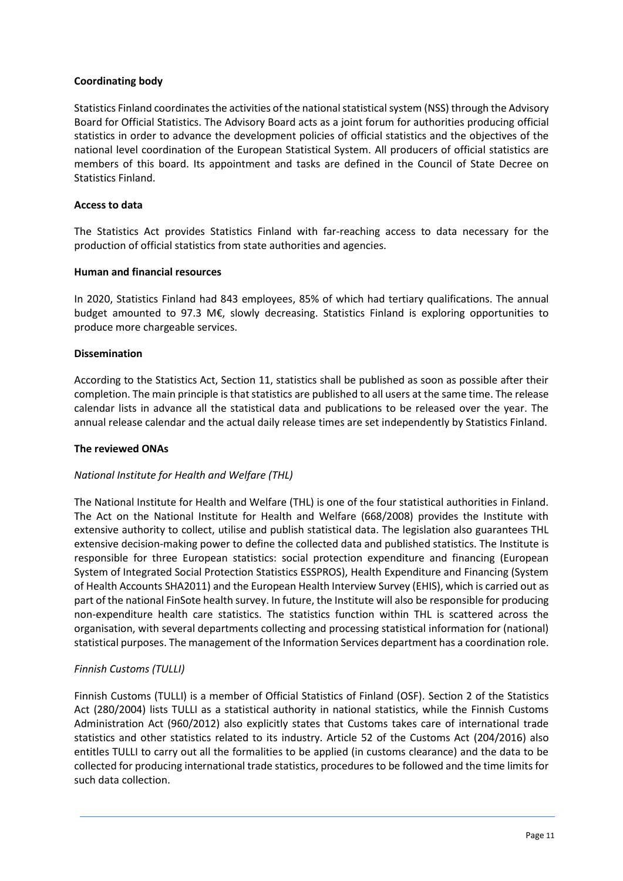**Coordinating body**

Statistics Finland coordinates the activities of the national statistical system (NSS) through the Advisory Board for Official Statistics. The Advisory Board acts as a joint forum for authorities producing official statistics in order to advance the development policies of official statistics and the objectives of the national level coordination of the European Statistical System. All producers of official statistics are members of this board. Its appointment and tasks are defined in the Council of State Decree on Statistics Finland.

**Access to data**

The Statistics Act provides Statistics Finland with far-reaching access to data necessary for the production of official statistics from state authorities and agencies.

**Human and financial resources**

In 2020, Statistics Finland had 843 employees, 85% of which had tertiary qualifications. The annual budget amounted to 97.3 M€, slowly decreasing. Statistics Finland is exploring opportunities to produce more chargeable services.

**Dissemination**

According to the Statistics Act, Section 11, statistics shall be published as soon as possible after their completion. The main principle is that statistics are published to all users at the same time. The release calendar lists in advance all the statistical data and publications to be released over the year. The annual release calendar and the actual daily release times are set independently by Statistics Finland.

**The reviewed ONAs**

*National Institute for Health and Welfare (THL)*

The National Institute for Health and Welfare (THL) is one of the four statistical authorities in Finland. The Act on the National Institute for Health and Welfare (668/2008) provides the Institute with extensive authority to collect, utilise and publish statistical data. The legislation also guarantees THL extensive decision-making power to define the collected data and published statistics. The Institute is responsible for three European statistics: social protection expenditure and financing (European System of Integrated Social Protection Statistics ESSPROS), Health Expenditure and Financing (System of Health Accounts SHA2011) and the European Health Interview Survey (EHIS), which is carried out as part of the national FinSote health survey. In future, the Institute will also be responsible for producing non-expenditure health care statistics. The statistics function within THL is scattered across the organisation, with several departments collecting and processing statistical information for (national) statistical purposes. The management of the Information Services department has a coordination role.

*Finnish Customs (TULLI)*

Finnish Customs (TULLI) is a member of Official Statistics of Finland (OSF). Section 2 of the Statistics Act (280/2004) lists TULLI as a statistical authority in national statistics, while the Finnish Customs Administration Act (960/2012) also explicitly states that Customs takes care of international trade statistics and other statistics related to its industry. Article 52 of the Customs Act (204/2016) also entitles TULLI to carry out all the formalities to be applied (in customs clearance) and the data to be collected for producing international trade statistics, procedures to be followed and the time limits for such data collection.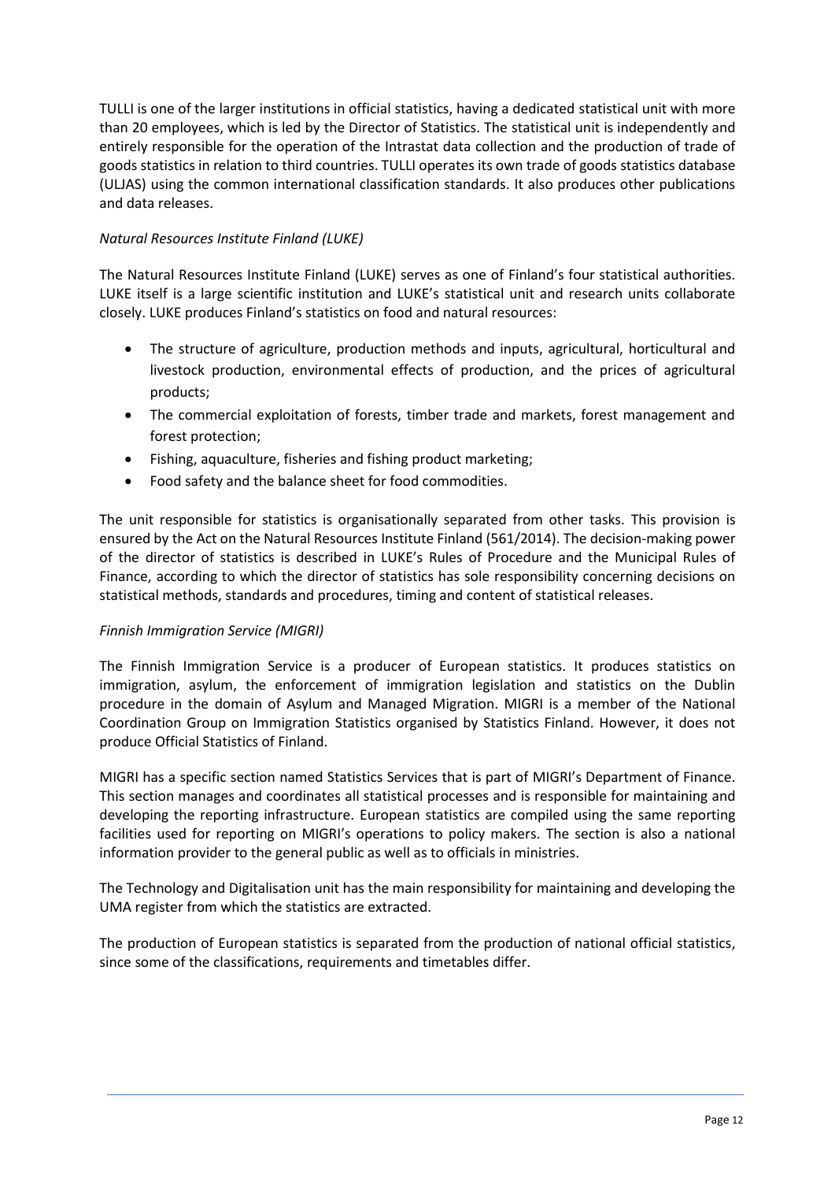TULLI is one of the larger institutions in official statistics, having a dedicated statistical unit with more than 20 employees, which is led by the Director of Statistics. The statistical unit is independently and entirely responsible for the operation of the Intrastat data collection and the production of trade of goods statistics in relation to third countries. TULLI operates its own trade of goods statistics database (ULJAS) using the common international classification standards. It also produces other publications and data releases.

*Natural Resources Institute Finland (LUKE)*

The Natural Resources Institute Finland (LUKE) serves as one of Finland's four statistical authorities. LUKE itself is a large scientific institution and LUKE's statistical unit and research units collaborate closely. LUKE produces Finland's statistics on food and natural resources:

- The structure of agriculture, production methods and inputs, agricultural, horticultural and livestock production, environmental effects of production, and the prices of agricultural products;
- The commercial exploitation of forests, timber trade and markets, forest management and forest protection;
- Fishing, aquaculture, fisheries and fishing product marketing;
- Food safety and the balance sheet for food commodities.

The unit responsible for statistics is organisationally separated from other tasks. This provision is ensured by the Act on the Natural Resources Institute Finland (561/2014). The decision-making power of the director of statistics is described in LUKE's Rules of Procedure and the Municipal Rules of Finance, according to which the director of statistics has sole responsibility concerning decisions on statistical methods, standards and procedures, timing and content of statistical releases.

*Finnish Immigration Service (MIGRI)*

The Finnish Immigration Service is a producer of European statistics. It produces statistics on immigration, asylum, the enforcement of immigration legislation and statistics on the Dublin procedure in the domain of Asylum and Managed Migration. MIGRI is a member of the National Coordination Group on Immigration Statistics organised by Statistics Finland. However, it does not produce Official Statistics of Finland.

MIGRI has a specific section named Statistics Services that is part of MIGRI's Department of Finance. This section manages and coordinates all statistical processes and is responsible for maintaining and developing the reporting infrastructure. European statistics are compiled using the same reporting facilities used for reporting on MIGRI's operations to policy makers. The section is also a national information provider to the general public as well as to officials in ministries.

The Technology and Digitalisation unit has the main responsibility for maintaining and developing the UMA register from which the statistics are extracted.

The production of European statistics is separated from the production of national official statistics, since some of the classifications, requirements and timetables differ.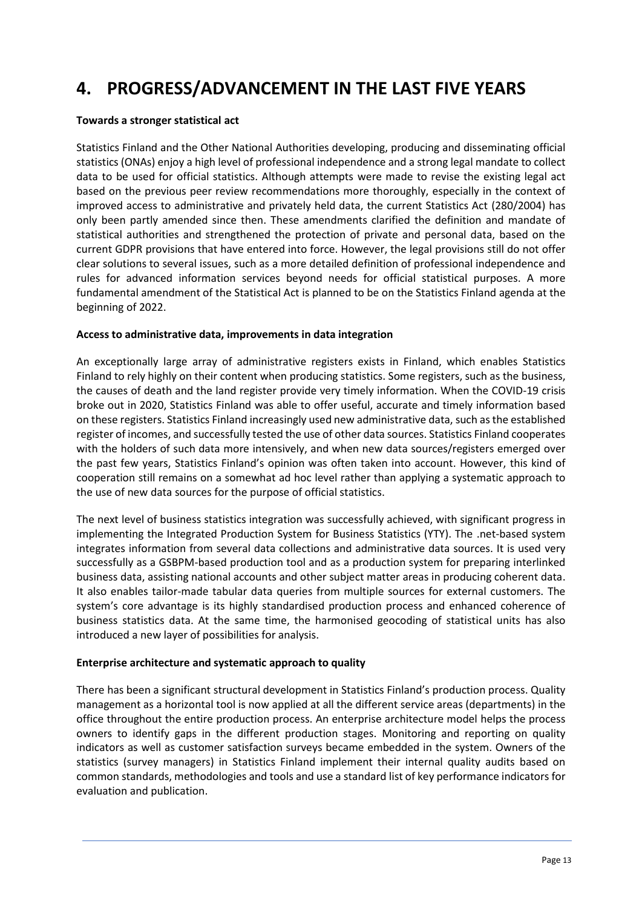# 4. PROGRESS/ADVANCEMENT IN THE LAST FIVE YEARS

**Towards a stronger statistical act**

Statistics Finland and the Other National Authorities developing, producing and disseminating official statistics (ONAs) enjoy a high level of professional independence and a strong legal mandate to collect data to be used for official statistics. Although attempts were made to revise the existing legal act based on the previous peer review recommendations more thoroughly, especially in the context of improved access to administrative and privately held data, the current Statistics Act (280/2004) has only been partly amended since then. These amendments clarified the definition and mandate of statistical authorities and strengthened the protection of private and personal data, based on the current GDPR provisions that have entered into force. However, the legal provisions still do not offer clear solutions to several issues, such as a more detailed definition of professional independence and rules for advanced information services beyond needs for official statistical purposes. A more fundamental amendment of the Statistical Act is planned to be on the Statistics Finland agenda at the beginning of 2022.

**Access to administrative data, improvements in data integration**

An exceptionally large array of administrative registers exists in Finland, which enables Statistics Finland to rely highly on their content when producing statistics. Some registers, such as the business, the causes of death and the land register provide very timely information. When the COVID-19 crisis broke out in 2020, Statistics Finland was able to offer useful, accurate and timely information based on these registers. Statistics Finland increasingly used new administrative data, such as the established register of incomes, and successfully tested the use of other data sources. Statistics Finland cooperates with the holders of such data more intensively, and when new data sources/registers emerged over the past few years, Statistics Finland's opinion was often taken into account. However, this kind of cooperation still remains on a somewhat ad hoc level rather than applying a systematic approach to the use of new data sources for the purpose of official statistics.

The next level of business statistics integration was successfully achieved, with significant progress in implementing the Integrated Production System for Business Statistics (YTY). The .net-based system integrates information from several data collections and administrative data sources. It is used very successfully as a GSBPM-based production tool and as a production system for preparing interlinked business data, assisting national accounts and other subject matter areas in producing coherent data. It also enables tailor-made tabular data queries from multiple sources for external customers. The system's core advantage is its highly standardised production process and enhanced coherence of business statistics data. At the same time, the harmonised geocoding of statistical units has also introduced a new layer of possibilities for analysis.

**Enterprise architecture and systematic approach to quality**

There has been a significant structural development in Statistics Finland's production process. Quality management as a horizontal tool is now applied at all the different service areas (departments) in the office throughout the entire production process. An enterprise architecture model helps the process owners to identify gaps in the different production stages. Monitoring and reporting on quality indicators as well as customer satisfaction surveys became embedded in the system. Owners of the statistics (survey managers) in Statistics Finland implement their internal quality audits based on common standards, methodologies and tools and use a standard list of key performance indicators for evaluation and publication.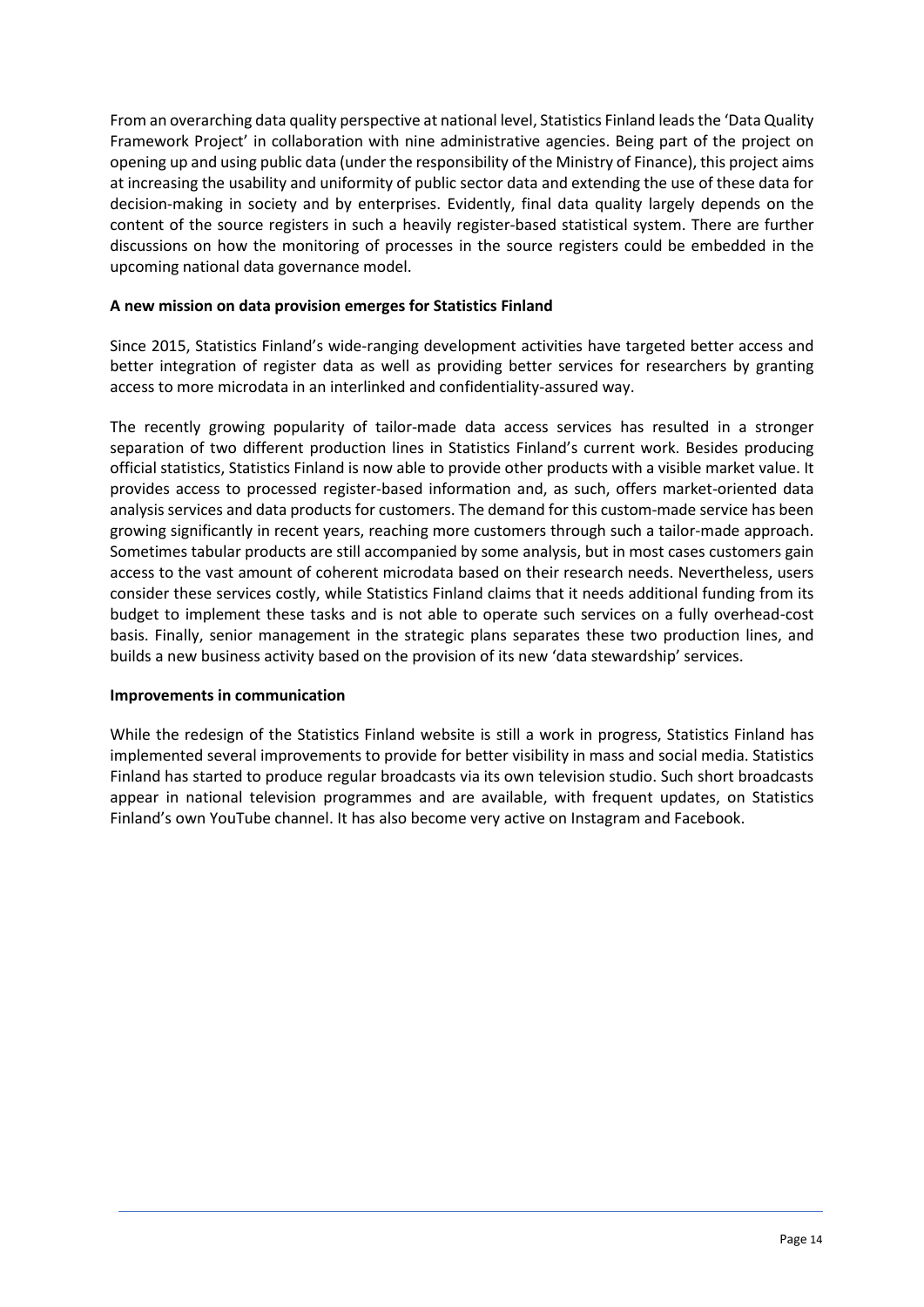From an overarching data quality perspective at national level, Statistics Finland leads the 'Data Quality Framework Project' in collaboration with nine administrative agencies. Being part of the project on opening up and using public data (under the responsibility of the Ministry of Finance), this project aims at increasing the usability and uniformity of public sector data and extending the use of these data for decision-making in society and by enterprises. Evidently, final data quality largely depends on the content of the source registers in such a heavily register-based statistical system. There are further discussions on how the monitoring of processes in the source registers could be embedded in the upcoming national data governance model.

**A new mission on data provision emerges for Statistics Finland**

Since 2015, Statistics Finland's wide-ranging development activities have targeted better access and better integration of register data as well as providing better services for researchers by granting access to more microdata in an interlinked and confidentiality-assured way.

The recently growing popularity of tailor-made data access services has resulted in a stronger separation of two different production lines in Statistics Finland's current work. Besides producing official statistics, Statistics Finland is now able to provide other products with a visible market value. It provides access to processed register-based information and, as such, offers market-oriented data analysis services and data products for customers. The demand for this custom-made service has been growing significantly in recent years, reaching more customers through such a tailor-made approach. Sometimes tabular products are still accompanied by some analysis, but in most cases customers gain access to the vast amount of coherent microdata based on their research needs. Nevertheless, users consider these services costly, while Statistics Finland claims that it needs additional funding from its budget to implement these tasks and is not able to operate such services on a fully overhead-cost basis. Finally, senior management in the strategic plans separates these two production lines, and builds a new business activity based on the provision of its new 'data stewardship' services.

**Improvements in communication**

While the redesign of the Statistics Finland website is still a work in progress, Statistics Finland has implemented several improvements to provide for better visibility in mass and social media. Statistics Finland has started to produce regular broadcasts via its own television studio. Such short broadcasts appear in national television programmes and are available, with frequent updates, on Statistics Finland's own YouTube channel. It has also become very active on Instagram and Facebook.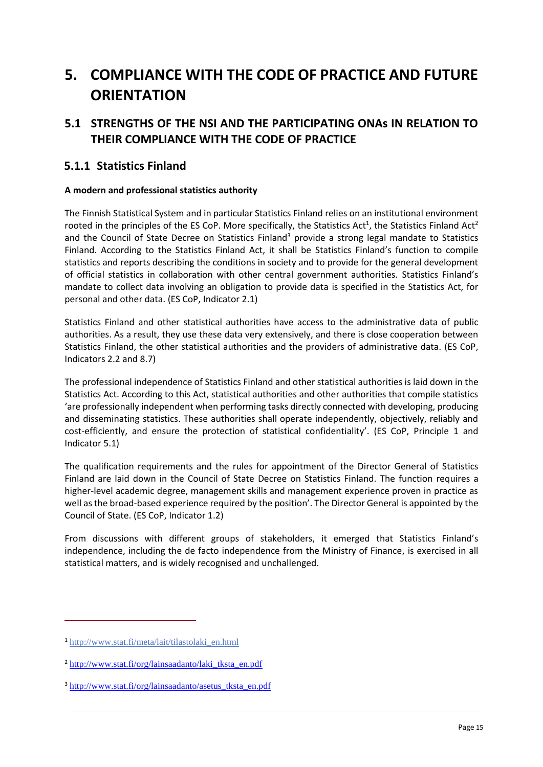# 5. COMPLIANCE WITH THE CODE OF PRACTICE AND FUTURE ORIENTATION

## 5.1 STRENGTHS OF THE NSI AND THE PARTICIPATING ONAs IN RELATION TO THEIR COMPLIANCE WITH THE CODE OF PRACTICE

### 5.1.1 Statistics Finland

**A modern and professional statistics authority**

The Finnish Statistical System and in particular Statistics Finland relies on an institutional environment rooted in the principles of the ES CoP. More specifically, the Statistics Act[1], the Statistics Finland Act[2] and the Council of State Decree on Statistics Finland[3] provide a strong legal mandate to Statistics Finland. According to the Statistics Finland Act, it shall be Statistics Finland's function to compile statistics and reports describing the conditions in society and to provide for the general development of official statistics in collaboration with other central government authorities. Statistics Finland's mandate to collect data involving an obligation to provide data is specified in the Statistics Act, for personal and other data. (ES CoP, Indicator 2.1)

Statistics Finland and other statistical authorities have access to the administrative data of public authorities. As a result, they use these data very extensively, and there is close cooperation between Statistics Finland, the other statistical authorities and the providers of administrative data. (ES CoP, Indicators 2.2 and 8.7)

The professional independence of Statistics Finland and other statistical authorities is laid down in the Statistics Act. According to this Act, statistical authorities and other authorities that compile statistics 'are professionally independent when performing tasks directly connected with developing, producing and disseminating statistics. These authorities shall operate independently, objectively, reliably and cost-efficiently, and ensure the protection of statistical confidentiality'. (ES CoP, Principle 1 and Indicator 5.1)

The qualification requirements and the rules for appointment of the Director General of Statistics Finland are laid down in the Council of State Decree on Statistics Finland. The function requires a higher-level academic degree, management skills and management experience proven in practice as well as the broad-based experience required by the position'. The Director General is appointed by the Council of State. (ES CoP, Indicator 1.2)

From discussions with different groups of stakeholders, it emerged that Statistics Finland's independence, including the de facto independence from the Ministry of Finance, is exercised in all statistical matters, and is widely recognised and unchallenged.

---

[1] http://www.stat.fi/meta/lait/tilastolaki_en.html

[2] http://www.stat.fi/org/lainsaadanto/laki_tksta_en.pdf

[3] http://www.stat.fi/org/lainsaadanto/asetus_tksta_en.pdf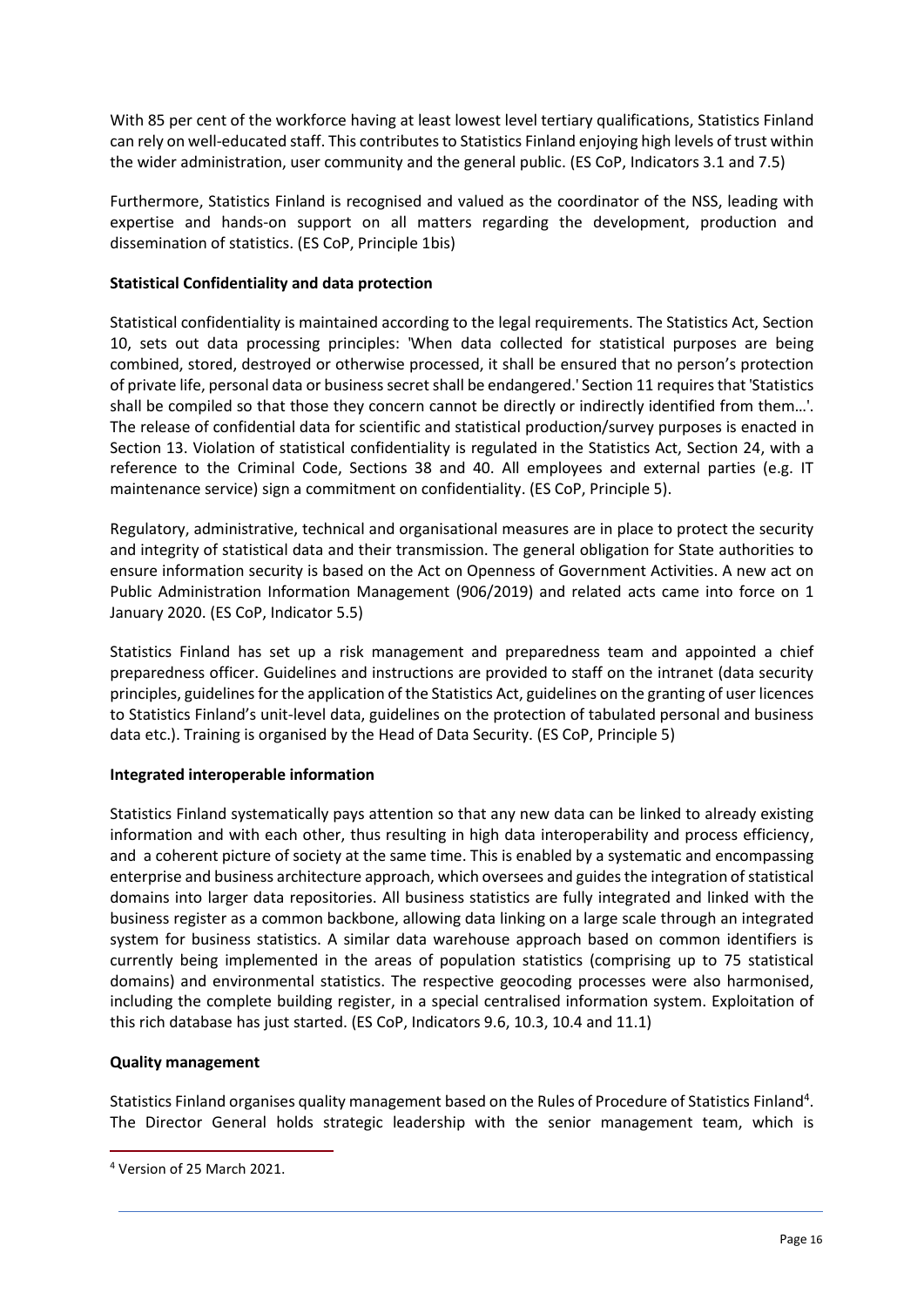With 85 per cent of the workforce having at least lowest level tertiary qualifications, Statistics Finland can rely on well-educated staff. This contributes to Statistics Finland enjoying high levels of trust within the wider administration, user community and the general public. (ES CoP, Indicators 3.1 and 7.5)

Furthermore, Statistics Finland is recognised and valued as the coordinator of the NSS, leading with expertise and hands-on support on all matters regarding the development, production and dissemination of statistics. (ES CoP, Principle 1bis)

**Statistical Confidentiality and data protection**

Statistical confidentiality is maintained according to the legal requirements. The Statistics Act, Section 10, sets out data processing principles: 'When data collected for statistical purposes are being combined, stored, destroyed or otherwise processed, it shall be ensured that no person's protection of private life, personal data or business secret shall be endangered.' Section 11 requires that 'Statistics shall be compiled so that those they concern cannot be directly or indirectly identified from them…'. The release of confidential data for scientific and statistical production/survey purposes is enacted in Section 13. Violation of statistical confidentiality is regulated in the Statistics Act, Section 24, with a reference to the Criminal Code, Sections 38 and 40. All employees and external parties (e.g. IT maintenance service) sign a commitment on confidentiality. (ES CoP, Principle 5).

Regulatory, administrative, technical and organisational measures are in place to protect the security and integrity of statistical data and their transmission. The general obligation for State authorities to ensure information security is based on the Act on Openness of Government Activities. A new act on Public Administration Information Management (906/2019) and related acts came into force on 1 January 2020. (ES CoP, Indicator 5.5)

Statistics Finland has set up a risk management and preparedness team and appointed a chief preparedness officer. Guidelines and instructions are provided to staff on the intranet (data security principles, guidelines for the application of the Statistics Act, guidelines on the granting of user licences to Statistics Finland's unit-level data, guidelines on the protection of tabulated personal and business data etc.). Training is organised by the Head of Data Security. (ES CoP, Principle 5)

**Integrated interoperable information**

Statistics Finland systematically pays attention so that any new data can be linked to already existing information and with each other, thus resulting in high data interoperability and process efficiency, and a coherent picture of society at the same time. This is enabled by a systematic and encompassing enterprise and business architecture approach, which oversees and guides the integration of statistical domains into larger data repositories. All business statistics are fully integrated and linked with the business register as a common backbone, allowing data linking on a large scale through an integrated system for business statistics. A similar data warehouse approach based on common identifiers is currently being implemented in the areas of population statistics (comprising up to 75 statistical domains) and environmental statistics. The respective geocoding processes were also harmonised, including the complete building register, in a special centralised information system. Exploitation of this rich database has just started. (ES CoP, Indicators 9.6, 10.3, 10.4 and 11.1)

**Quality management**

Statistics Finland organises quality management based on the Rules of Procedure of Statistics Finland[4]. The Director General holds strategic leadership with the senior management team, which is

[4] Version of 25 March 2021.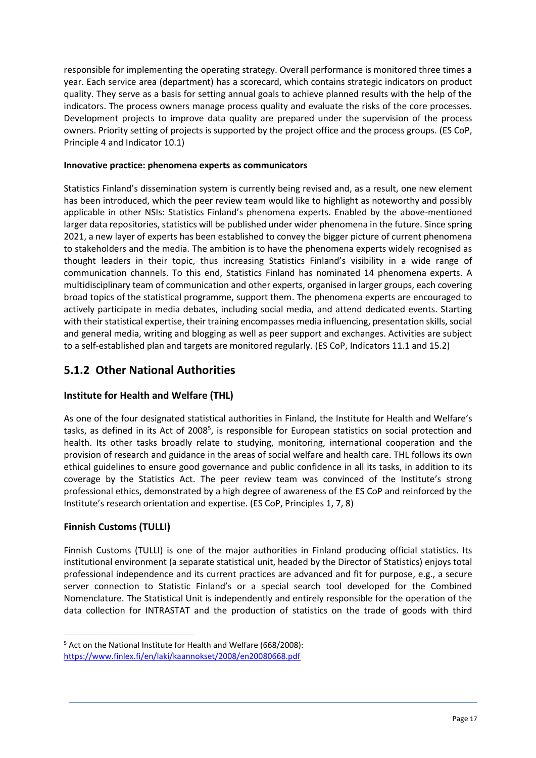responsible for implementing the operating strategy. Overall performance is monitored three times a year. Each service area (department) has a scorecard, which contains strategic indicators on product quality. They serve as a basis for setting annual goals to achieve planned results with the help of the indicators. The process owners manage process quality and evaluate the risks of the core processes. Development projects to improve data quality are prepared under the supervision of the process owners. Priority setting of projects is supported by the project office and the process groups. (ES CoP, Principle 4 and Indicator 10.1)

**Innovative practice: phenomena experts as communicators**

Statistics Finland's dissemination system is currently being revised and, as a result, one new element has been introduced, which the peer review team would like to highlight as noteworthy and possibly applicable in other NSIs: Statistics Finland's phenomena experts. Enabled by the above-mentioned larger data repositories, statistics will be published under wider phenomena in the future. Since spring 2021, a new layer of experts has been established to convey the bigger picture of current phenomena to stakeholders and the media. The ambition is to have the phenomena experts widely recognised as thought leaders in their topic, thus increasing Statistics Finland's visibility in a wide range of communication channels. To this end, Statistics Finland has nominated 14 phenomena experts. A multidisciplinary team of communication and other experts, organised in larger groups, each covering broad topics of the statistical programme, support them. The phenomena experts are encouraged to actively participate in media debates, including social media, and attend dedicated events. Starting with their statistical expertise, their training encompasses media influencing, presentation skills, social and general media, writing and blogging as well as peer support and exchanges. Activities are subject to a self-established plan and targets are monitored regularly. (ES CoP, Indicators 11.1 and 15.2)

## 5.1.2 Other National Authorities

### Institute for Health and Welfare (THL)

As one of the four designated statistical authorities in Finland, the Institute for Health and Welfare's tasks, as defined in its Act of 2008[5], is responsible for European statistics on social protection and health. Its other tasks broadly relate to studying, monitoring, international cooperation and the provision of research and guidance in the areas of social welfare and health care. THL follows its own ethical guidelines to ensure good governance and public confidence in all its tasks, in addition to its coverage by the Statistics Act. The peer review team was convinced of the Institute's strong professional ethics, demonstrated by a high degree of awareness of the ES CoP and reinforced by the Institute's research orientation and expertise. (ES CoP, Principles 1, 7, 8)

### Finnish Customs (TULLI)

Finnish Customs (TULLI) is one of the major authorities in Finland producing official statistics. Its institutional environment (a separate statistical unit, headed by the Director of Statistics) enjoys total professional independence and its current practices are advanced and fit for purpose, e.g., a secure server connection to Statistic Finland's or a special search tool developed for the Combined Nomenclature. The Statistical Unit is independently and entirely responsible for the operation of the data collection for INTRASTAT and the production of statistics on the trade of goods with third

[5] Act on the National Institute for Health and Welfare (668/2008): https://www.finlex.fi/en/laki/kaannokset/2008/en20080668.pdf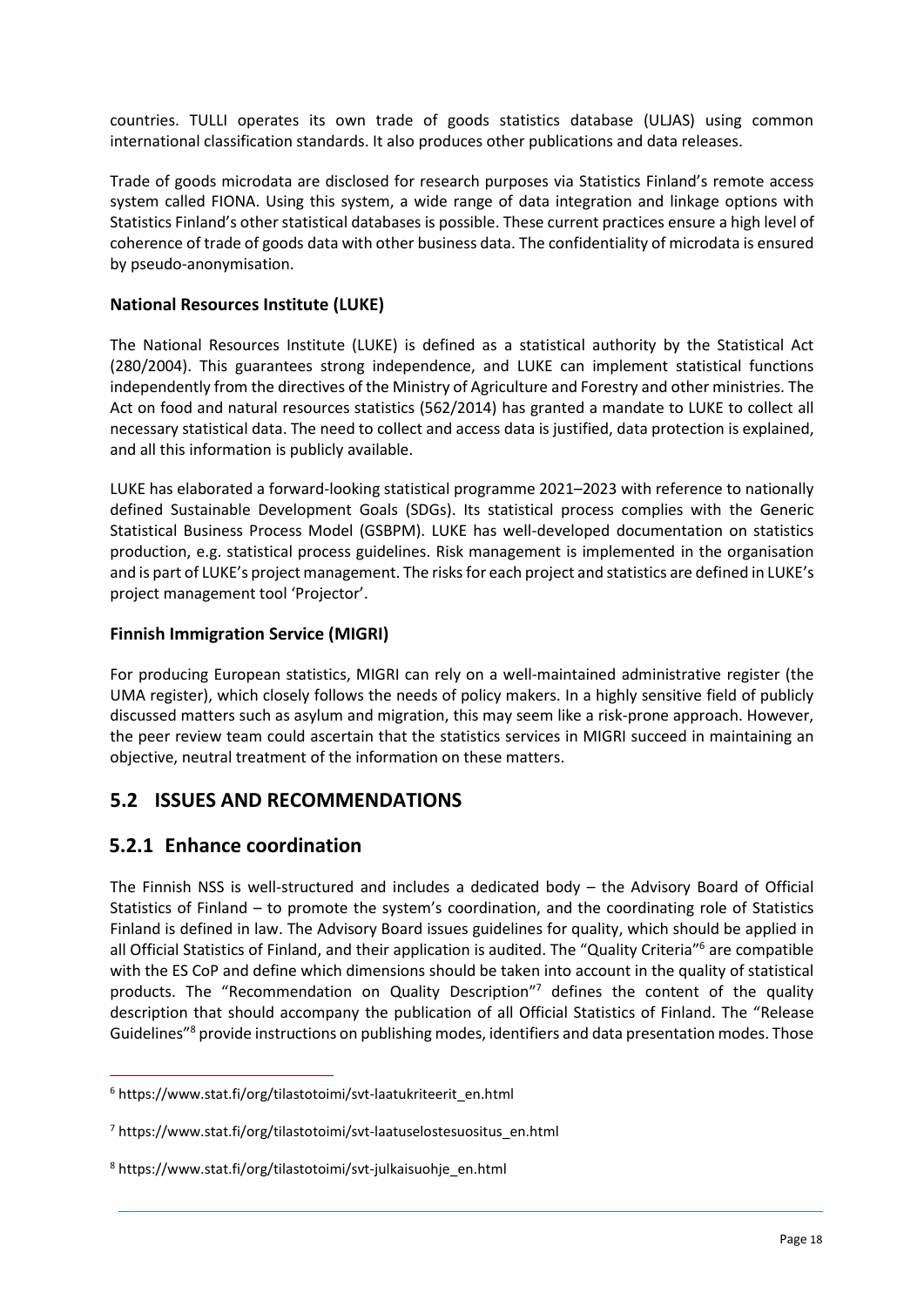countries. TULLI operates its own trade of goods statistics database (ULJAS) using common international classification standards. It also produces other publications and data releases.

Trade of goods microdata are disclosed for research purposes via Statistics Finland's remote access system called FIONA. Using this system, a wide range of data integration and linkage options with Statistics Finland's other statistical databases is possible. These current practices ensure a high level of coherence of trade of goods data with other business data. The confidentiality of microdata is ensured by pseudo-anonymisation.

**National Resources Institute (LUKE)**

The National Resources Institute (LUKE) is defined as a statistical authority by the Statistical Act (280/2004). This guarantees strong independence, and LUKE can implement statistical functions independently from the directives of the Ministry of Agriculture and Forestry and other ministries. The Act on food and natural resources statistics (562/2014) has granted a mandate to LUKE to collect all necessary statistical data. The need to collect and access data is justified, data protection is explained, and all this information is publicly available.

LUKE has elaborated a forward-looking statistical programme 2021–2023 with reference to nationally defined Sustainable Development Goals (SDGs). Its statistical process complies with the Generic Statistical Business Process Model (GSBPM). LUKE has well-developed documentation on statistics production, e.g. statistical process guidelines. Risk management is implemented in the organisation and is part of LUKE's project management. The risks for each project and statistics are defined in LUKE's project management tool 'Projector'.

**Finnish Immigration Service (MIGRI)**

For producing European statistics, MIGRI can rely on a well-maintained administrative register (the UMA register), which closely follows the needs of policy makers. In a highly sensitive field of publicly discussed matters such as asylum and migration, this may seem like a risk-prone approach. However, the peer review team could ascertain that the statistics services in MIGRI succeed in maintaining an objective, neutral treatment of the information on these matters.

## 5.2 ISSUES AND RECOMMENDATIONS

### 5.2.1 Enhance coordination

The Finnish NSS is well-structured and includes a dedicated body – the Advisory Board of Official Statistics of Finland – to promote the system's coordination, and the coordinating role of Statistics Finland is defined in law. The Advisory Board issues guidelines for quality, which should be applied in all Official Statistics of Finland, and their application is audited. The "Quality Criteria"[6] are compatible with the ES CoP and define which dimensions should be taken into account in the quality of statistical products. The "Recommendation on Quality Description"[7] defines the content of the quality description that should accompany the publication of all Official Statistics of Finland. The "Release Guidelines"[8] provide instructions on publishing modes, identifiers and data presentation modes. Those

[6] https://www.stat.fi/org/tilastotoimi/svt-laatukriteerit_en.html

[7] https://www.stat.fi/org/tilastotoimi/svt-laatuselostesuositus_en.html

[8] https://www.stat.fi/org/tilastotoimi/svt-julkaisuohje_en.html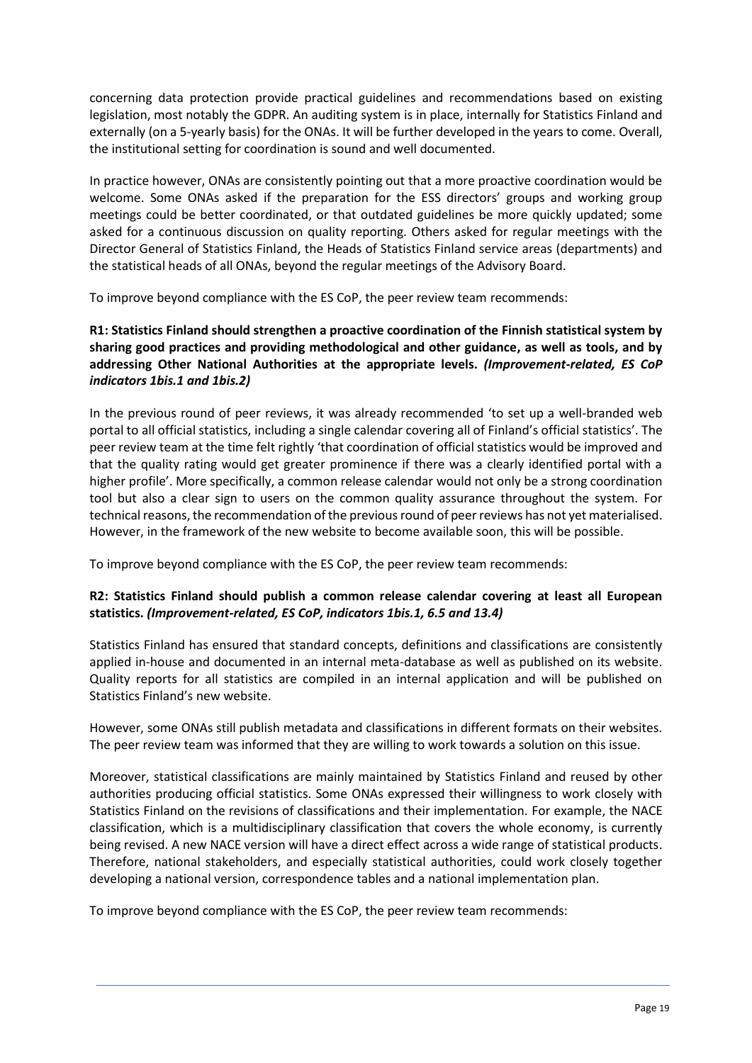concerning data protection provide practical guidelines and recommendations based on existing legislation, most notably the GDPR. An auditing system is in place, internally for Statistics Finland and externally (on a 5-yearly basis) for the ONAs. It will be further developed in the years to come. Overall, the institutional setting for coordination is sound and well documented.

In practice however, ONAs are consistently pointing out that a more proactive coordination would be welcome. Some ONAs asked if the preparation for the ESS directors' groups and working group meetings could be better coordinated, or that outdated guidelines be more quickly updated; some asked for a continuous discussion on quality reporting. Others asked for regular meetings with the Director General of Statistics Finland, the Heads of Statistics Finland service areas (departments) and the statistical heads of all ONAs, beyond the regular meetings of the Advisory Board.

To improve beyond compliance with the ES CoP, the peer review team recommends:

**R1: Statistics Finland should strengthen a proactive coordination of the Finnish statistical system by sharing good practices and providing methodological and other guidance, as well as tools, and by addressing Other National Authorities at the appropriate levels.** ***(Improvement-related, ES CoP indicators 1bis.1 and 1bis.2)***

In the previous round of peer reviews, it was already recommended 'to set up a well-branded web portal to all official statistics, including a single calendar covering all of Finland's official statistics'. The peer review team at the time felt rightly 'that coordination of official statistics would be improved and that the quality rating would get greater prominence if there was a clearly identified portal with a higher profile'. More specifically, a common release calendar would not only be a strong coordination tool but also a clear sign to users on the common quality assurance throughout the system. For technical reasons, the recommendation of the previous round of peer reviews has not yet materialised. However, in the framework of the new website to become available soon, this will be possible.

To improve beyond compliance with the ES CoP, the peer review team recommends:

**R2: Statistics Finland should publish a common release calendar covering at least all European statistics.** ***(Improvement-related, ES CoP, indicators 1bis.1, 6.5 and 13.4)***

Statistics Finland has ensured that standard concepts, definitions and classifications are consistently applied in-house and documented in an internal meta-database as well as published on its website. Quality reports for all statistics are compiled in an internal application and will be published on Statistics Finland's new website.

However, some ONAs still publish metadata and classifications in different formats on their websites. The peer review team was informed that they are willing to work towards a solution on this issue.

Moreover, statistical classifications are mainly maintained by Statistics Finland and reused by other authorities producing official statistics. Some ONAs expressed their willingness to work closely with Statistics Finland on the revisions of classifications and their implementation. For example, the NACE classification, which is a multidisciplinary classification that covers the whole economy, is currently being revised. A new NACE version will have a direct effect across a wide range of statistical products. Therefore, national stakeholders, and especially statistical authorities, could work closely together developing a national version, correspondence tables and a national implementation plan.

To improve beyond compliance with the ES CoP, the peer review team recommends: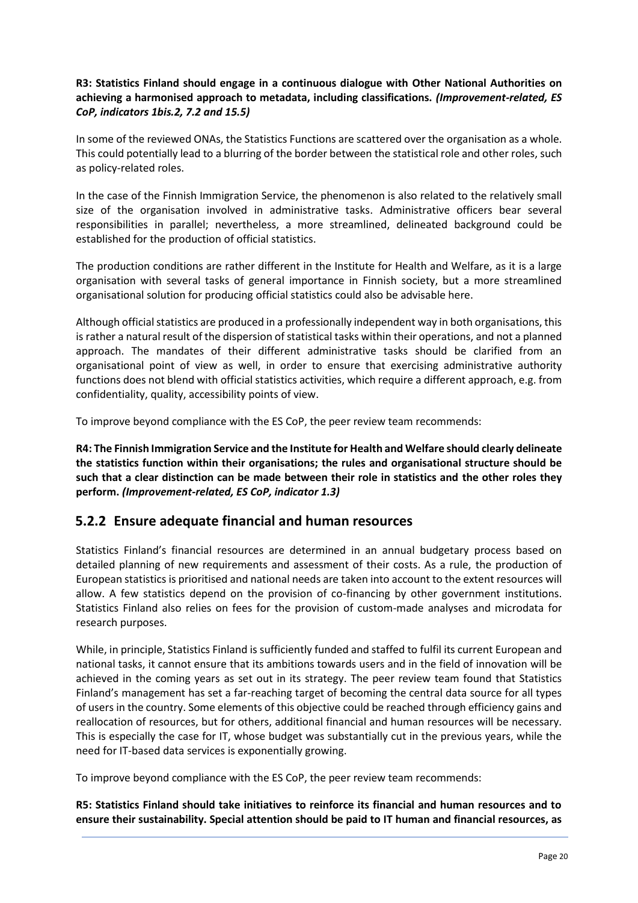**R3: Statistics Finland should engage in a continuous dialogue with Other National Authorities on achieving a harmonised approach to metadata, including classifications.** ***(Improvement-related, ES CoP, indicators 1bis.2, 7.2 and 15.5)***

In some of the reviewed ONAs, the Statistics Functions are scattered over the organisation as a whole. This could potentially lead to a blurring of the border between the statistical role and other roles, such as policy-related roles.

In the case of the Finnish Immigration Service, the phenomenon is also related to the relatively small size of the organisation involved in administrative tasks. Administrative officers bear several responsibilities in parallel; nevertheless, a more streamlined, delineated background could be established for the production of official statistics.

The production conditions are rather different in the Institute for Health and Welfare, as it is a large organisation with several tasks of general importance in Finnish society, but a more streamlined organisational solution for producing official statistics could also be advisable here.

Although official statistics are produced in a professionally independent way in both organisations, this is rather a natural result of the dispersion of statistical tasks within their operations, and not a planned approach. The mandates of their different administrative tasks should be clarified from an organisational point of view as well, in order to ensure that exercising administrative authority functions does not blend with official statistics activities, which require a different approach, e.g. from confidentiality, quality, accessibility points of view.

To improve beyond compliance with the ES CoP, the peer review team recommends:

**R4: The Finnish Immigration Service and the Institute for Health and Welfare should clearly delineate the statistics function within their organisations; the rules and organisational structure should be such that a clear distinction can be made between their role in statistics and the other roles they perform.** ***(Improvement-related, ES CoP, indicator 1.3)***

### 5.2.2 Ensure adequate financial and human resources

Statistics Finland's financial resources are determined in an annual budgetary process based on detailed planning of new requirements and assessment of their costs. As a rule, the production of European statistics is prioritised and national needs are taken into account to the extent resources will allow. A few statistics depend on the provision of co-financing by other government institutions. Statistics Finland also relies on fees for the provision of custom-made analyses and microdata for research purposes.

While, in principle, Statistics Finland is sufficiently funded and staffed to fulfil its current European and national tasks, it cannot ensure that its ambitions towards users and in the field of innovation will be achieved in the coming years as set out in its strategy. The peer review team found that Statistics Finland's management has set a far-reaching target of becoming the central data source for all types of users in the country. Some elements of this objective could be reached through efficiency gains and reallocation of resources, but for others, additional financial and human resources will be necessary. This is especially the case for IT, whose budget was substantially cut in the previous years, while the need for IT-based data services is exponentially growing.

To improve beyond compliance with the ES CoP, the peer review team recommends:

**R5: Statistics Finland should take initiatives to reinforce its financial and human resources and to ensure their sustainability. Special attention should be paid to IT human and financial resources, as**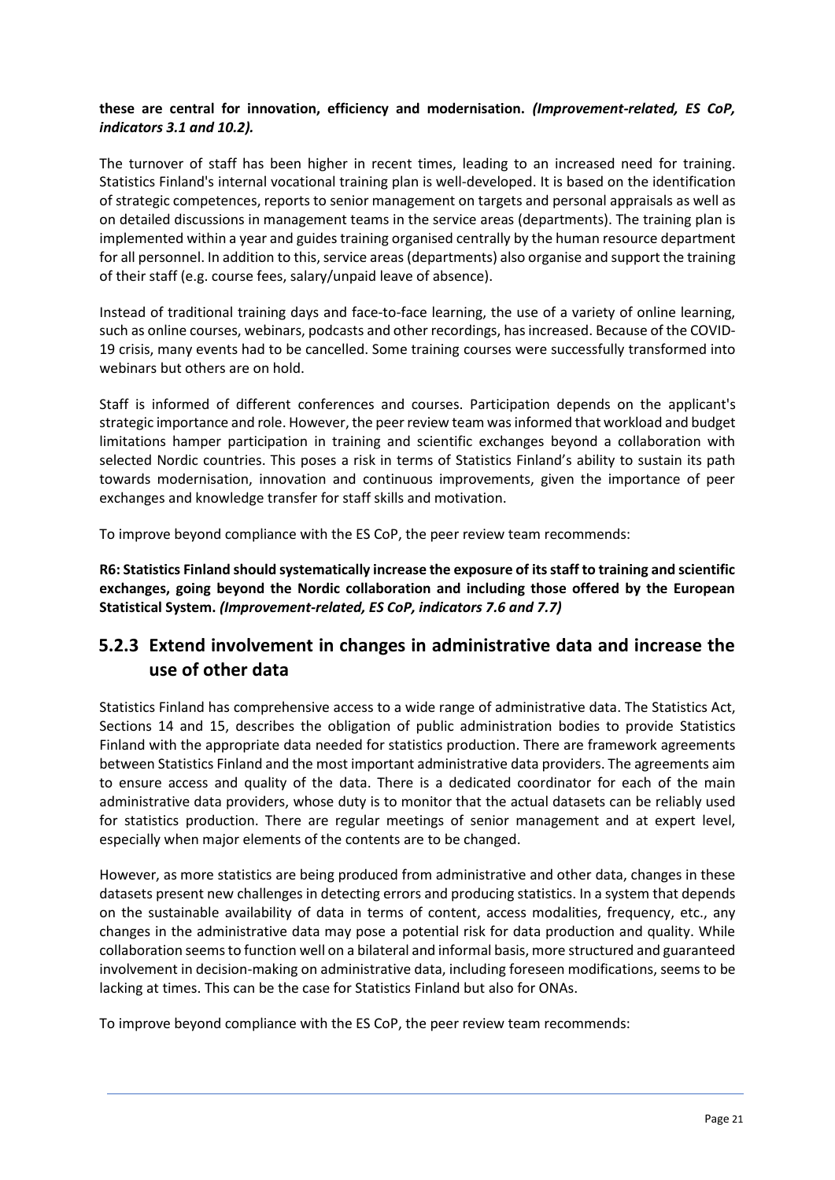**these are central for innovation, efficiency and modernisation.** ***(Improvement-related, ES CoP, indicators 3.1 and 10.2).***

The turnover of staff has been higher in recent times, leading to an increased need for training. Statistics Finland's internal vocational training plan is well-developed. It is based on the identification of strategic competences, reports to senior management on targets and personal appraisals as well as on detailed discussions in management teams in the service areas (departments). The training plan is implemented within a year and guides training organised centrally by the human resource department for all personnel. In addition to this, service areas (departments) also organise and support the training of their staff (e.g. course fees, salary/unpaid leave of absence).

Instead of traditional training days and face-to-face learning, the use of a variety of online learning, such as online courses, webinars, podcasts and other recordings, has increased. Because of the COVID-19 crisis, many events had to be cancelled. Some training courses were successfully transformed into webinars but others are on hold.

Staff is informed of different conferences and courses. Participation depends on the applicant's strategic importance and role. However, the peer review team was informed that workload and budget limitations hamper participation in training and scientific exchanges beyond a collaboration with selected Nordic countries. This poses a risk in terms of Statistics Finland's ability to sustain its path towards modernisation, innovation and continuous improvements, given the importance of peer exchanges and knowledge transfer for staff skills and motivation.

To improve beyond compliance with the ES CoP, the peer review team recommends:

**R6: Statistics Finland should systematically increase the exposure of its staff to training and scientific exchanges, going beyond the Nordic collaboration and including those offered by the European Statistical System.** ***(Improvement-related, ES CoP, indicators 7.6 and 7.7)***

### 5.2.3 Extend involvement in changes in administrative data and increase the use of other data

Statistics Finland has comprehensive access to a wide range of administrative data. The Statistics Act, Sections 14 and 15, describes the obligation of public administration bodies to provide Statistics Finland with the appropriate data needed for statistics production. There are framework agreements between Statistics Finland and the most important administrative data providers. The agreements aim to ensure access and quality of the data. There is a dedicated coordinator for each of the main administrative data providers, whose duty is to monitor that the actual datasets can be reliably used for statistics production. There are regular meetings of senior management and at expert level, especially when major elements of the contents are to be changed.

However, as more statistics are being produced from administrative and other data, changes in these datasets present new challenges in detecting errors and producing statistics. In a system that depends on the sustainable availability of data in terms of content, access modalities, frequency, etc., any changes in the administrative data may pose a potential risk for data production and quality. While collaboration seems to function well on a bilateral and informal basis, more structured and guaranteed involvement in decision-making on administrative data, including foreseen modifications, seems to be lacking at times. This can be the case for Statistics Finland but also for ONAs.

To improve beyond compliance with the ES CoP, the peer review team recommends: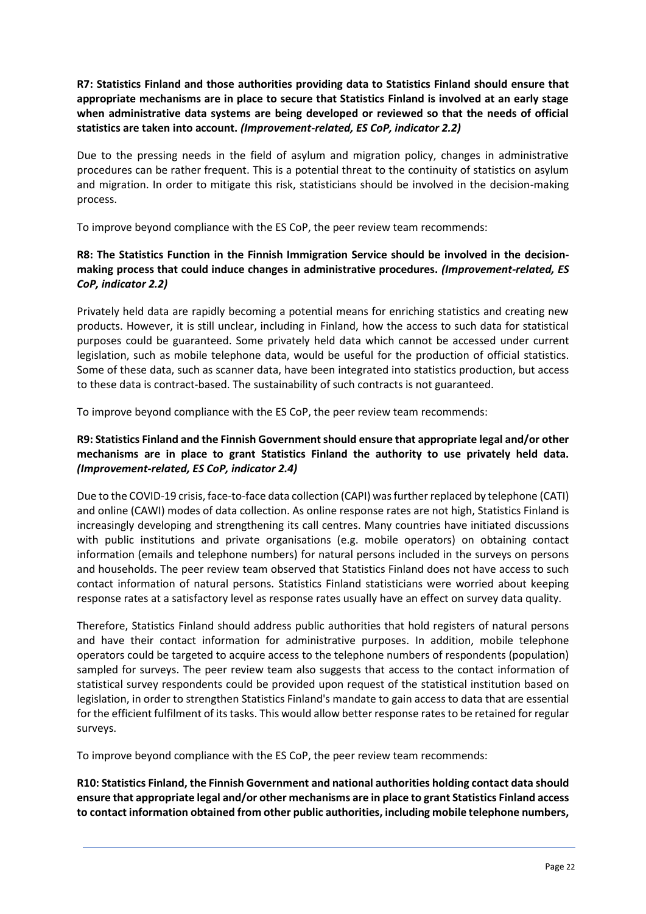**R7: Statistics Finland and those authorities providing data to Statistics Finland should ensure that appropriate mechanisms are in place to secure that Statistics Finland is involved at an early stage when administrative data systems are being developed or reviewed so that the needs of official statistics are taken into account.** ***(Improvement-related, ES CoP, indicator 2.2)***

Due to the pressing needs in the field of asylum and migration policy, changes in administrative procedures can be rather frequent. This is a potential threat to the continuity of statistics on asylum and migration. In order to mitigate this risk, statisticians should be involved in the decision-making process.

To improve beyond compliance with the ES CoP, the peer review team recommends:

**R8: The Statistics Function in the Finnish Immigration Service should be involved in the decision-making process that could induce changes in administrative procedures.** ***(Improvement-related, ES CoP, indicator 2.2)***

Privately held data are rapidly becoming a potential means for enriching statistics and creating new products. However, it is still unclear, including in Finland, how the access to such data for statistical purposes could be guaranteed. Some privately held data which cannot be accessed under current legislation, such as mobile telephone data, would be useful for the production of official statistics. Some of these data, such as scanner data, have been integrated into statistics production, but access to these data is contract-based. The sustainability of such contracts is not guaranteed.

To improve beyond compliance with the ES CoP, the peer review team recommends:

**R9: Statistics Finland and the Finnish Government should ensure that appropriate legal and/or other mechanisms are in place to grant Statistics Finland the authority to use privately held data.** ***(Improvement-related, ES CoP, indicator 2.4)***

Due to the COVID-19 crisis, face-to-face data collection (CAPI) was further replaced by telephone (CATI) and online (CAWI) modes of data collection. As online response rates are not high, Statistics Finland is increasingly developing and strengthening its call centres. Many countries have initiated discussions with public institutions and private organisations (e.g. mobile operators) on obtaining contact information (emails and telephone numbers) for natural persons included in the surveys on persons and households. The peer review team observed that Statistics Finland does not have access to such contact information of natural persons. Statistics Finland statisticians were worried about keeping response rates at a satisfactory level as response rates usually have an effect on survey data quality.

Therefore, Statistics Finland should address public authorities that hold registers of natural persons and have their contact information for administrative purposes. In addition, mobile telephone operators could be targeted to acquire access to the telephone numbers of respondents (population) sampled for surveys. The peer review team also suggests that access to the contact information of statistical survey respondents could be provided upon request of the statistical institution based on legislation, in order to strengthen Statistics Finland's mandate to gain access to data that are essential for the efficient fulfilment of its tasks. This would allow better response rates to be retained for regular surveys.

To improve beyond compliance with the ES CoP, the peer review team recommends:

**R10: Statistics Finland, the Finnish Government and national authorities holding contact data should ensure that appropriate legal and/or other mechanisms are in place to grant Statistics Finland access to contact information obtained from other public authorities, including mobile telephone numbers,**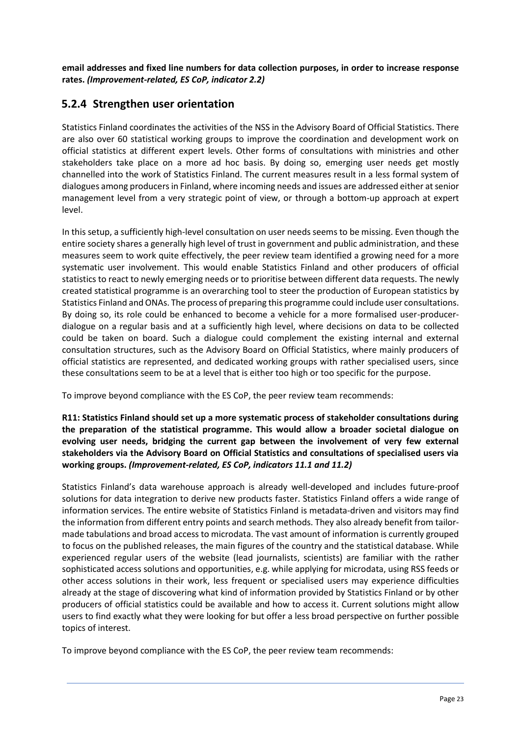**email addresses and fixed line numbers for data collection purposes, in order to increase response rates.** ***(Improvement-related, ES CoP, indicator 2.2)***

## 5.2.4 Strengthen user orientation

Statistics Finland coordinates the activities of the NSS in the Advisory Board of Official Statistics. There are also over 60 statistical working groups to improve the coordination and development work on official statistics at different expert levels. Other forms of consultations with ministries and other stakeholders take place on a more ad hoc basis. By doing so, emerging user needs get mostly channelled into the work of Statistics Finland. The current measures result in a less formal system of dialogues among producers in Finland, where incoming needs and issues are addressed either at senior management level from a very strategic point of view, or through a bottom-up approach at expert level.

In this setup, a sufficiently high-level consultation on user needs seems to be missing. Even though the entire society shares a generally high level of trust in government and public administration, and these measures seem to work quite effectively, the peer review team identified a growing need for a more systematic user involvement. This would enable Statistics Finland and other producers of official statistics to react to newly emerging needs or to prioritise between different data requests. The newly created statistical programme is an overarching tool to steer the production of European statistics by Statistics Finland and ONAs. The process of preparing this programme could include user consultations. By doing so, its role could be enhanced to become a vehicle for a more formalised user-producer-dialogue on a regular basis and at a sufficiently high level, where decisions on data to be collected could be taken on board. Such a dialogue could complement the existing internal and external consultation structures, such as the Advisory Board on Official Statistics, where mainly producers of official statistics are represented, and dedicated working groups with rather specialised users, since these consultations seem to be at a level that is either too high or too specific for the purpose.

To improve beyond compliance with the ES CoP, the peer review team recommends:

**R11: Statistics Finland should set up a more systematic process of stakeholder consultations during the preparation of the statistical programme. This would allow a broader societal dialogue on evolving user needs, bridging the current gap between the involvement of very few external stakeholders via the Advisory Board on Official Statistics and consultations of specialised users via working groups.** ***(Improvement-related, ES CoP, indicators 11.1 and 11.2)***

Statistics Finland's data warehouse approach is already well-developed and includes future-proof solutions for data integration to derive new products faster. Statistics Finland offers a wide range of information services. The entire website of Statistics Finland is metadata-driven and visitors may find the information from different entry points and search methods. They also already benefit from tailor-made tabulations and broad access to microdata. The vast amount of information is currently grouped to focus on the published releases, the main figures of the country and the statistical database. While experienced regular users of the website (lead journalists, scientists) are familiar with the rather sophisticated access solutions and opportunities, e.g. while applying for microdata, using RSS feeds or other access solutions in their work, less frequent or specialised users may experience difficulties already at the stage of discovering what kind of information provided by Statistics Finland or by other producers of official statistics could be available and how to access it. Current solutions might allow users to find exactly what they were looking for but offer a less broad perspective on further possible topics of interest.

To improve beyond compliance with the ES CoP, the peer review team recommends: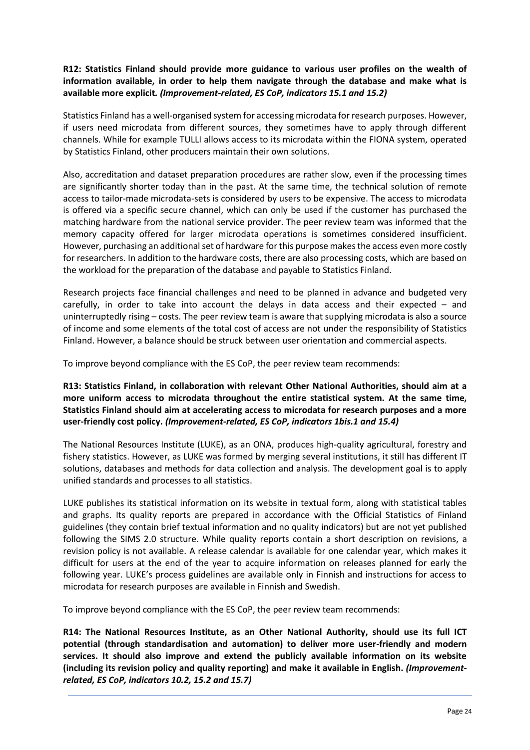**R12: Statistics Finland should provide more guidance to various user profiles on the wealth of information available, in order to help them navigate through the database and make what is available more explicit.** ***(Improvement-related, ES CoP, indicators 15.1 and 15.2)***

Statistics Finland has a well-organised system for accessing microdata for research purposes. However, if users need microdata from different sources, they sometimes have to apply through different channels. While for example TULLI allows access to its microdata within the FIONA system, operated by Statistics Finland, other producers maintain their own solutions.

Also, accreditation and dataset preparation procedures are rather slow, even if the processing times are significantly shorter today than in the past. At the same time, the technical solution of remote access to tailor-made microdata-sets is considered by users to be expensive. The access to microdata is offered via a specific secure channel, which can only be used if the customer has purchased the matching hardware from the national service provider. The peer review team was informed that the memory capacity offered for larger microdata operations is sometimes considered insufficient. However, purchasing an additional set of hardware for this purpose makes the access even more costly for researchers. In addition to the hardware costs, there are also processing costs, which are based on the workload for the preparation of the database and payable to Statistics Finland.

Research projects face financial challenges and need to be planned in advance and budgeted very carefully, in order to take into account the delays in data access and their expected – and uninterruptedly rising – costs. The peer review team is aware that supplying microdata is also a source of income and some elements of the total cost of access are not under the responsibility of Statistics Finland. However, a balance should be struck between user orientation and commercial aspects.

To improve beyond compliance with the ES CoP, the peer review team recommends:

**R13: Statistics Finland, in collaboration with relevant Other National Authorities, should aim at a more uniform access to microdata throughout the entire statistical system. At the same time, Statistics Finland should aim at accelerating access to microdata for research purposes and a more user-friendly cost policy.** ***(Improvement-related, ES CoP, indicators 1bis.1 and 15.4)***

The National Resources Institute (LUKE), as an ONA, produces high-quality agricultural, forestry and fishery statistics. However, as LUKE was formed by merging several institutions, it still has different IT solutions, databases and methods for data collection and analysis. The development goal is to apply unified standards and processes to all statistics.

LUKE publishes its statistical information on its website in textual form, along with statistical tables and graphs. Its quality reports are prepared in accordance with the Official Statistics of Finland guidelines (they contain brief textual information and no quality indicators) but are not yet published following the SIMS 2.0 structure. While quality reports contain a short description on revisions, a revision policy is not available. A release calendar is available for one calendar year, which makes it difficult for users at the end of the year to acquire information on releases planned for early the following year. LUKE's process guidelines are available only in Finnish and instructions for access to microdata for research purposes are available in Finnish and Swedish.

To improve beyond compliance with the ES CoP, the peer review team recommends:

**R14: The National Resources Institute, as an Other National Authority, should use its full ICT potential (through standardisation and automation) to deliver more user-friendly and modern services. It should also improve and extend the publicly available information on its website (including its revision policy and quality reporting) and make it available in English.** ***(Improvement-related, ES CoP, indicators 10.2, 15.2 and 15.7)***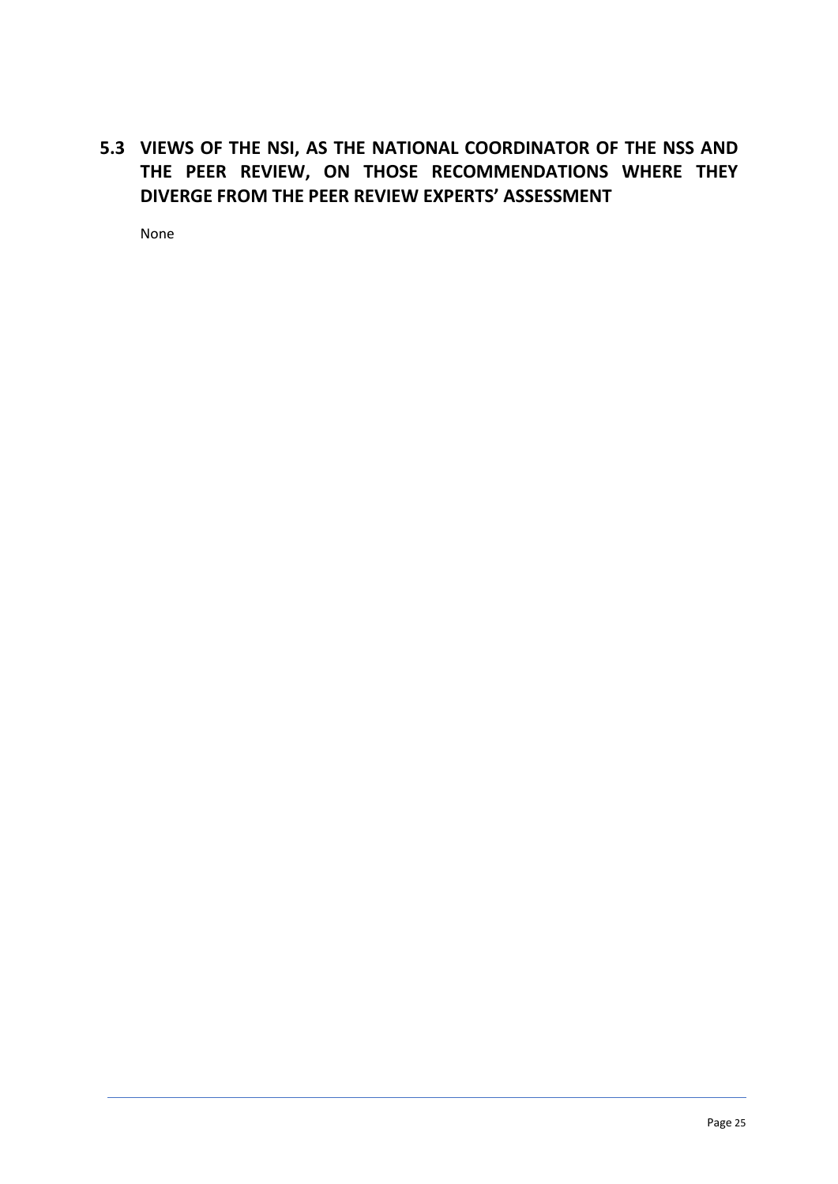## 5.3 VIEWS OF THE NSI, AS THE NATIONAL COORDINATOR OF THE NSS AND THE PEER REVIEW, ON THOSE RECOMMENDATIONS WHERE THEY DIVERGE FROM THE PEER REVIEW EXPERTS' ASSESSMENT

None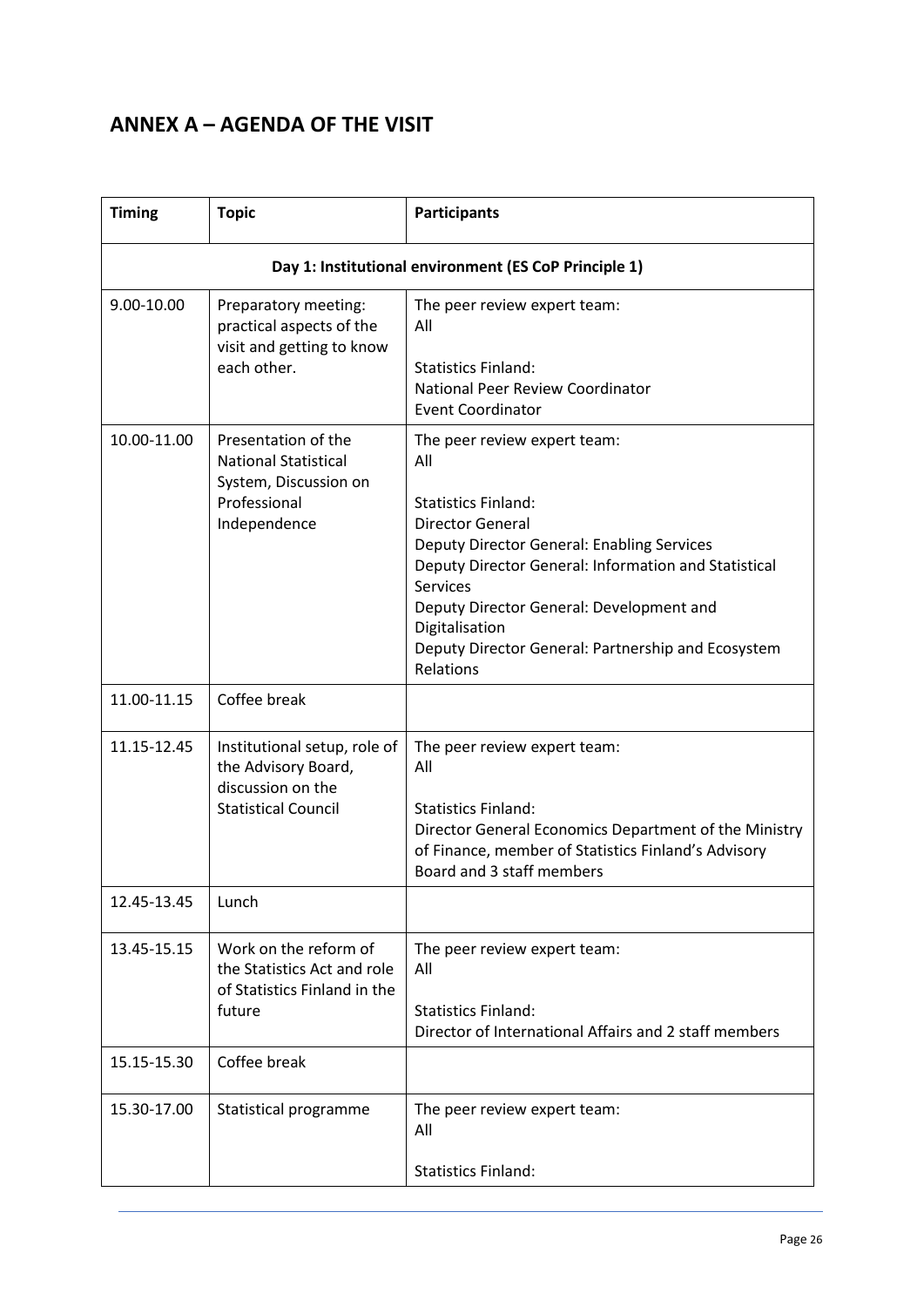# ANNEX A – AGENDA OF THE VISIT

| Timing | Topic | Participants |
|---|---|---|
| **Day 1: Institutional environment (ES CoP Principle 1)** | | |
| 9.00-10.00 | Preparatory meeting: practical aspects of the visit and getting to know each other. | The peer review expert team:<br>All<br><br>Statistics Finland:<br>National Peer Review Coordinator<br>Event Coordinator |
| 10.00-11.00 | Presentation of the National Statistical System, Discussion on Professional Independence | The peer review expert team:<br>All<br><br>Statistics Finland:<br>Director General<br>Deputy Director General: Enabling Services<br>Deputy Director General: Information and Statistical Services<br>Deputy Director General: Development and Digitalisation<br>Deputy Director General: Partnership and Ecosystem Relations |
| 11.00-11.15 | Coffee break | |
| 11.15-12.45 | Institutional setup, role of the Advisory Board, discussion on the Statistical Council | The peer review expert team:<br>All<br><br>Statistics Finland:<br>Director General Economics Department of the Ministry of Finance, member of Statistics Finland's Advisory Board and 3 staff members |
| 12.45-13.45 | Lunch | |
| 13.45-15.15 | Work on the reform of the Statistics Act and role of Statistics Finland in the future | The peer review expert team:<br>All<br><br>Statistics Finland:<br>Director of International Affairs and 2 staff members |
| 15.15-15.30 | Coffee break | |
| 15.30-17.00 | Statistical programme | The peer review expert team:<br>All<br><br>Statistics Finland: |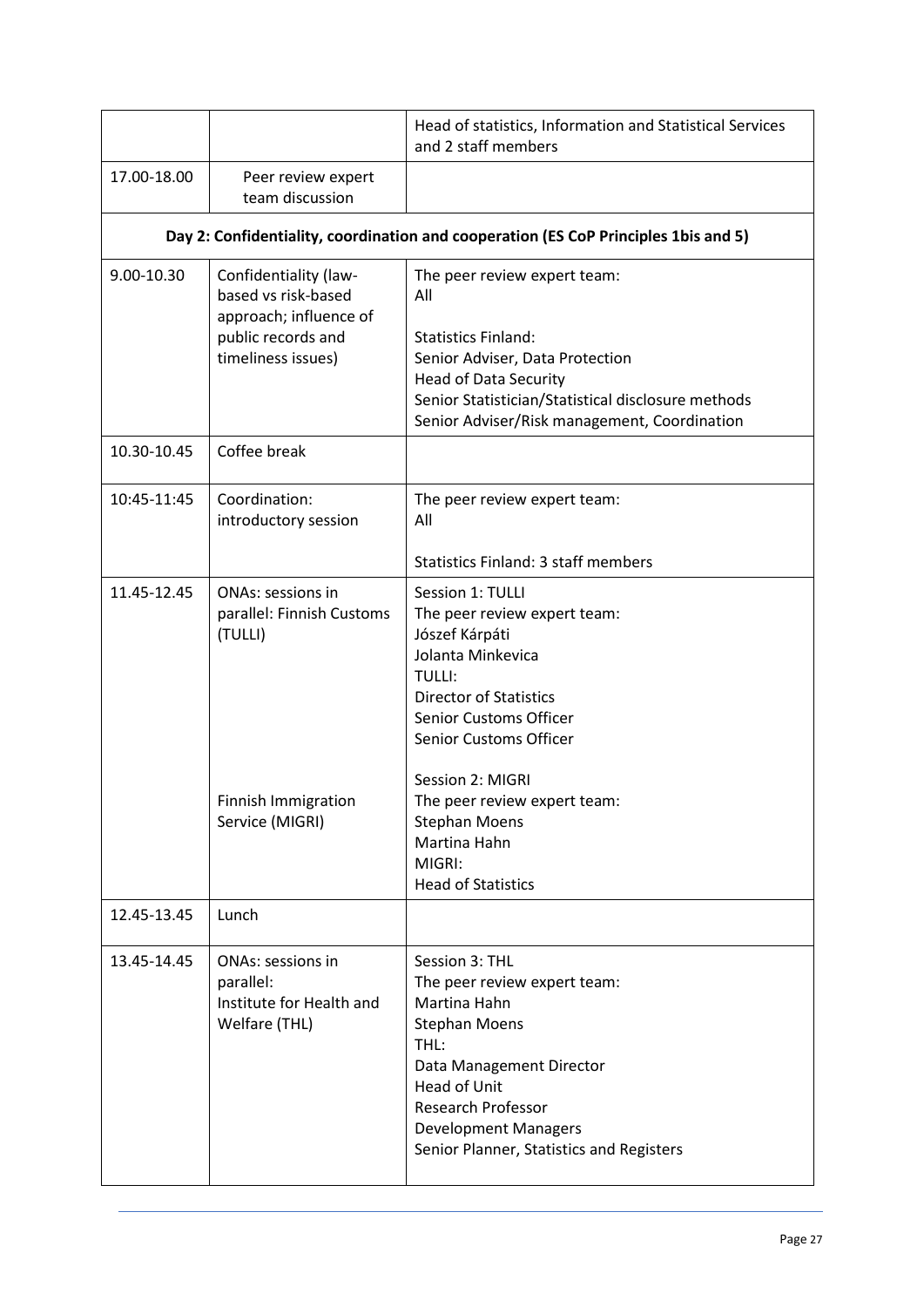|  |  | Head of statistics, Information and Statistical Services and 2 staff members |
|---|---|---|
| 17.00-18.00 | Peer review expert team discussion |  |
| **Day 2: Confidentiality, coordination and cooperation (ES CoP Principles 1bis and 5)** |  |  |
| 9.00-10.30 | Confidentiality (law-based vs risk-based approach; influence of public records and timeliness issues) | The peer review expert team:<br>All<br><br>Statistics Finland:<br>Senior Adviser, Data Protection<br>Head of Data Security<br>Senior Statistician/Statistical disclosure methods<br>Senior Adviser/Risk management, Coordination |
| 10.30-10.45 | Coffee break |  |
| 10:45-11:45 | Coordination: introductory session | The peer review expert team:<br>All<br><br>Statistics Finland: 3 staff members |
| 11.45-12.45 | ONAs: sessions in parallel: Finnish Customs (TULLI)<br><br><br><br><br><br>Finnish Immigration Service (MIGRI) | Session 1: TULLI<br>The peer review expert team:<br>Józef Kárpáti<br>Jolanta Minkevica<br>TULLI:<br>Director of Statistics<br>Senior Customs Officer<br>Senior Customs Officer<br><br>Session 2: MIGRI<br>The peer review expert team:<br>Stephan Moens<br>Martina Hahn<br>MIGRI:<br>Head of Statistics |
| 12.45-13.45 | Lunch |  |
| 13.45-14.45 | ONAs: sessions in parallel:<br>Institute for Health and Welfare (THL) | Session 3: THL<br>The peer review expert team:<br>Martina Hahn<br>Stephan Moens<br>THL:<br>Data Management Director<br>Head of Unit<br>Research Professor<br>Development Managers<br>Senior Planner, Statistics and Registers |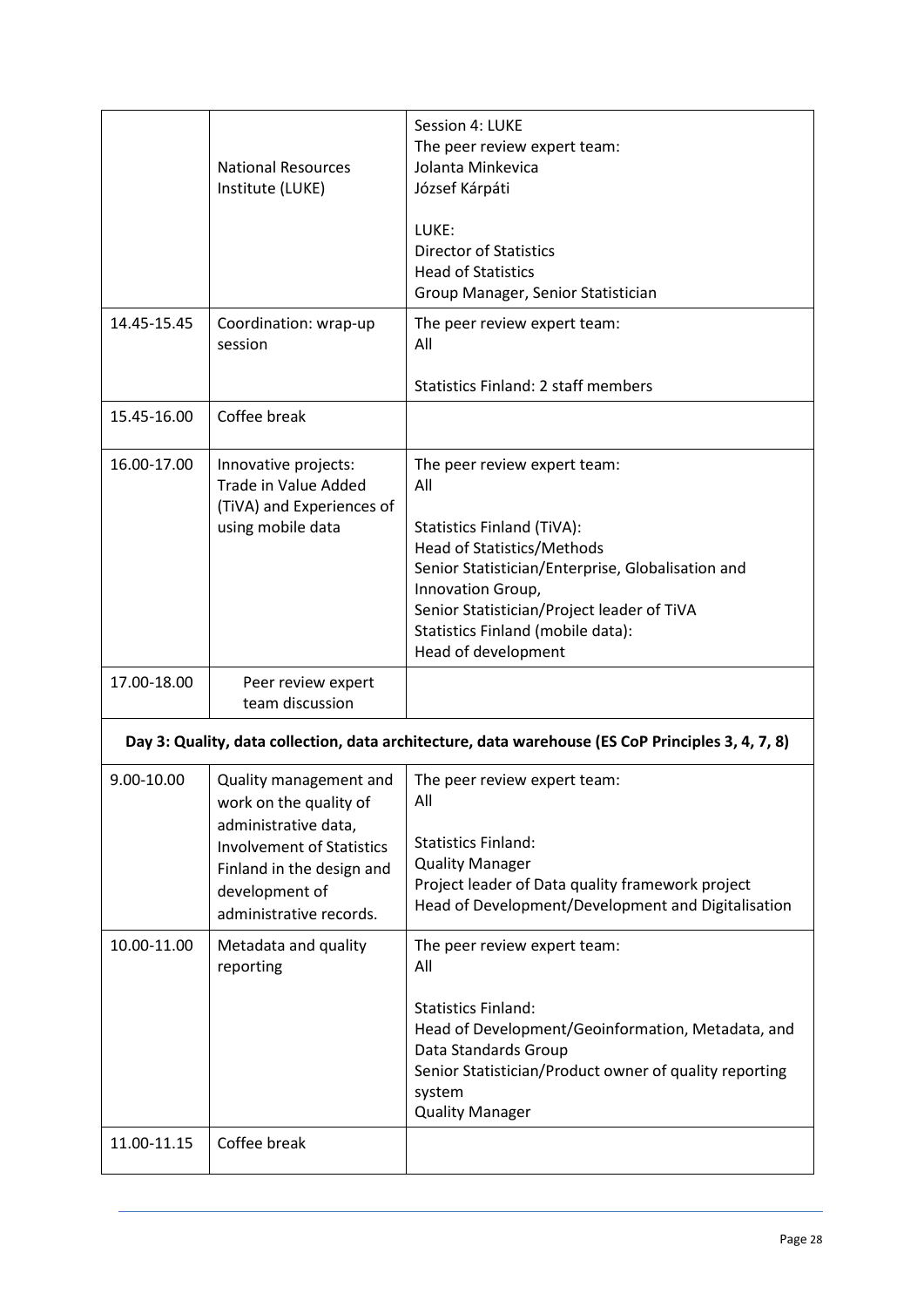| | | |
|---|---|---|
| | National Resources Institute (LUKE) | Session 4: LUKE<br>The peer review expert team:<br>Jolanta Minkevica<br>József Kárpáti<br><br>LUKE:<br>Director of Statistics<br>Head of Statistics<br>Group Manager, Senior Statistician |
| 14.45-15.45 | Coordination: wrap-up session | The peer review expert team:<br>All<br><br>Statistics Finland: 2 staff members |
| 15.45-16.00 | Coffee break | |
| 16.00-17.00 | Innovative projects: Trade in Value Added (TiVA) and Experiences of using mobile data | The peer review expert team:<br>All<br><br>Statistics Finland (TiVA):<br>Head of Statistics/Methods<br>Senior Statistician/Enterprise, Globalisation and Innovation Group,<br>Senior Statistician/Project leader of TiVA<br>Statistics Finland (mobile data):<br>Head of development |
| 17.00-18.00 | Peer review expert team discussion | |
| **Day 3: Quality, data collection, data architecture, data warehouse (ES CoP Principles 3, 4, 7, 8)** | | |
| 9.00-10.00 | Quality management and work on the quality of administrative data, Involvement of Statistics Finland in the design and development of administrative records. | The peer review expert team:<br>All<br><br>Statistics Finland:<br>Quality Manager<br>Project leader of Data quality framework project<br>Head of Development/Development and Digitalisation |
| 10.00-11.00 | Metadata and quality reporting | The peer review expert team:<br>All<br><br>Statistics Finland:<br>Head of Development/Geoinformation, Metadata, and Data Standards Group<br>Senior Statistician/Product owner of quality reporting system<br>Quality Manager |
| 11.00-11.15 | Coffee break | |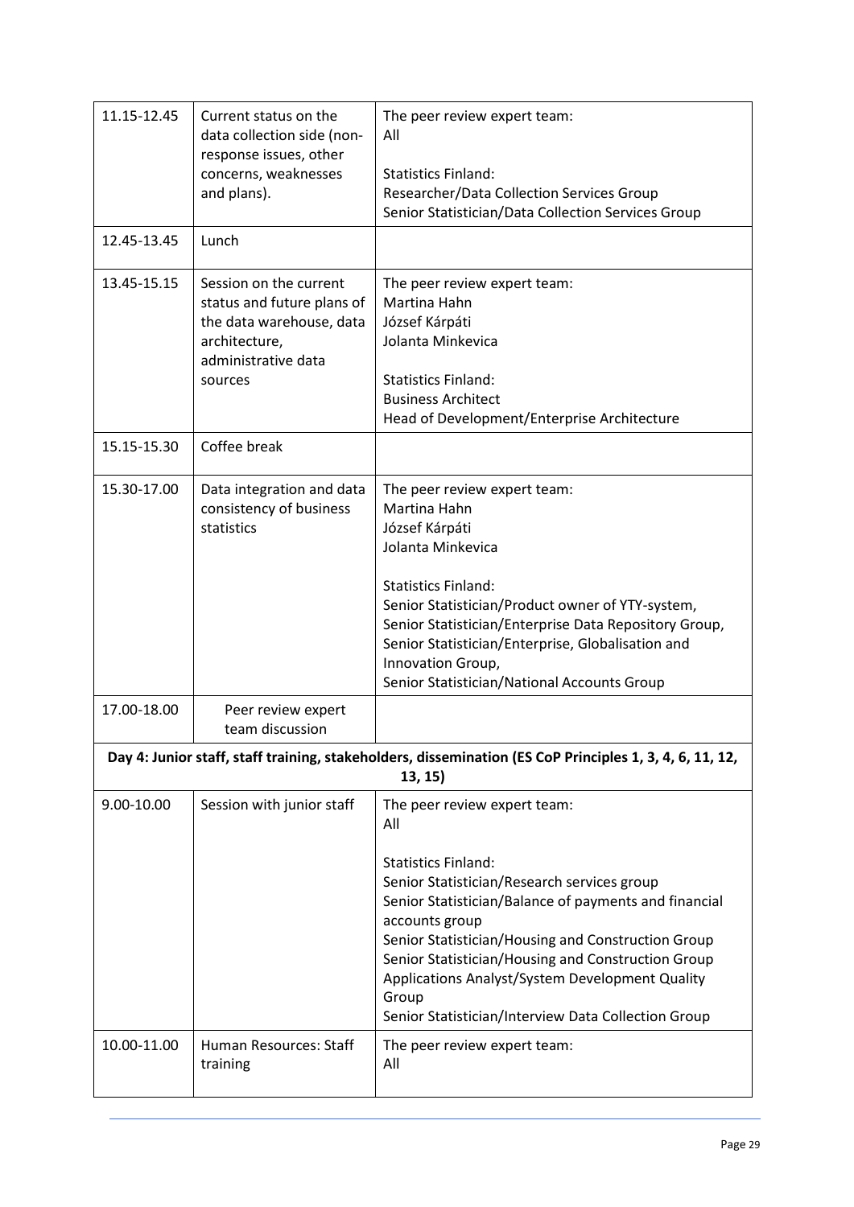| | | |
|---|---|---|
| 11.15-12.45 | Current status on the data collection side (non-response issues, other concerns, weaknesses and plans). | The peer review expert team:<br>All<br><br>Statistics Finland:<br>Researcher/Data Collection Services Group<br>Senior Statistician/Data Collection Services Group |
| 12.45-13.45 | Lunch | |
| 13.45-15.15 | Session on the current status and future plans of the data warehouse, data architecture, administrative data sources | The peer review expert team:<br>Martina Hahn<br>József Kárpáti<br>Jolanta Minkevica<br><br>Statistics Finland:<br>Business Architect<br>Head of Development/Enterprise Architecture |
| 15.15-15.30 | Coffee break | |
| 15.30-17.00 | Data integration and data consistency of business statistics | The peer review expert team:<br>Martina Hahn<br>József Kárpáti<br>Jolanta Minkevica<br><br>Statistics Finland:<br>Senior Statistician/Product owner of YTY-system,<br>Senior Statistician/Enterprise Data Repository Group,<br>Senior Statistician/Enterprise, Globalisation and Innovation Group,<br>Senior Statistician/National Accounts Group |
| 17.00-18.00 | Peer review expert team discussion | |
| **Day 4: Junior staff, staff training, stakeholders, dissemination (ES CoP Principles 1, 3, 4, 6, 11, 12, 13, 15)** | | |
| 9.00-10.00 | Session with junior staff | The peer review expert team:<br>All<br><br>Statistics Finland:<br>Senior Statistician/Research services group<br>Senior Statistician/Balance of payments and financial accounts group<br>Senior Statistician/Housing and Construction Group<br>Senior Statistician/Housing and Construction Group<br>Applications Analyst/System Development Quality Group<br>Senior Statistician/Interview Data Collection Group |
| 10.00-11.00 | Human Resources: Staff training | The peer review expert team:<br>All |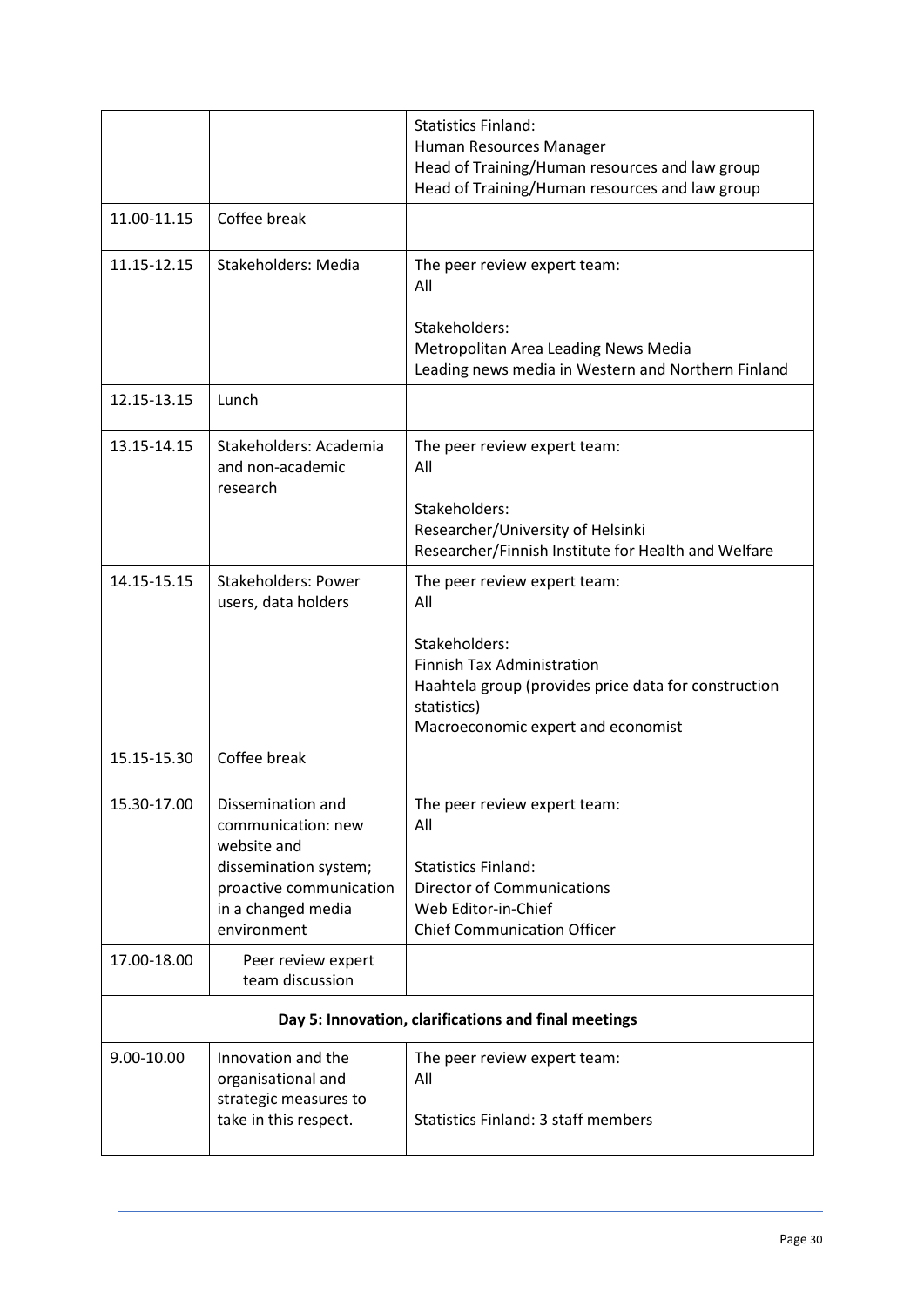| | | |
|---|---|---|
| | | Statistics Finland:<br>Human Resources Manager<br>Head of Training/Human resources and law group<br>Head of Training/Human resources and law group |
| 11.00-11.15 | Coffee break | |
| 11.15-12.15 | Stakeholders: Media | The peer review expert team:<br>All<br><br>Stakeholders:<br>Metropolitan Area Leading News Media<br>Leading news media in Western and Northern Finland |
| 12.15-13.15 | Lunch | |
| 13.15-14.15 | Stakeholders: Academia and non-academic research | The peer review expert team:<br>All<br><br>Stakeholders:<br>Researcher/University of Helsinki<br>Researcher/Finnish Institute for Health and Welfare |
| 14.15-15.15 | Stakeholders: Power users, data holders | The peer review expert team:<br>All<br><br>Stakeholders:<br>Finnish Tax Administration<br>Haahtela group (provides price data for construction statistics)<br>Macroeconomic expert and economist |
| 15.15-15.30 | Coffee break | |
| 15.30-17.00 | Dissemination and communication: new website and dissemination system; proactive communication in a changed media environment | The peer review expert team:<br>All<br><br>Statistics Finland:<br>Director of Communications<br>Web Editor-in-Chief<br>Chief Communication Officer |
| 17.00-18.00 | Peer review expert team discussion | |
| **Day 5: Innovation, clarifications and final meetings** | | |
| 9.00-10.00 | Innovation and the organisational and strategic measures to take in this respect. | The peer review expert team:<br>All<br><br>Statistics Finland: 3 staff members |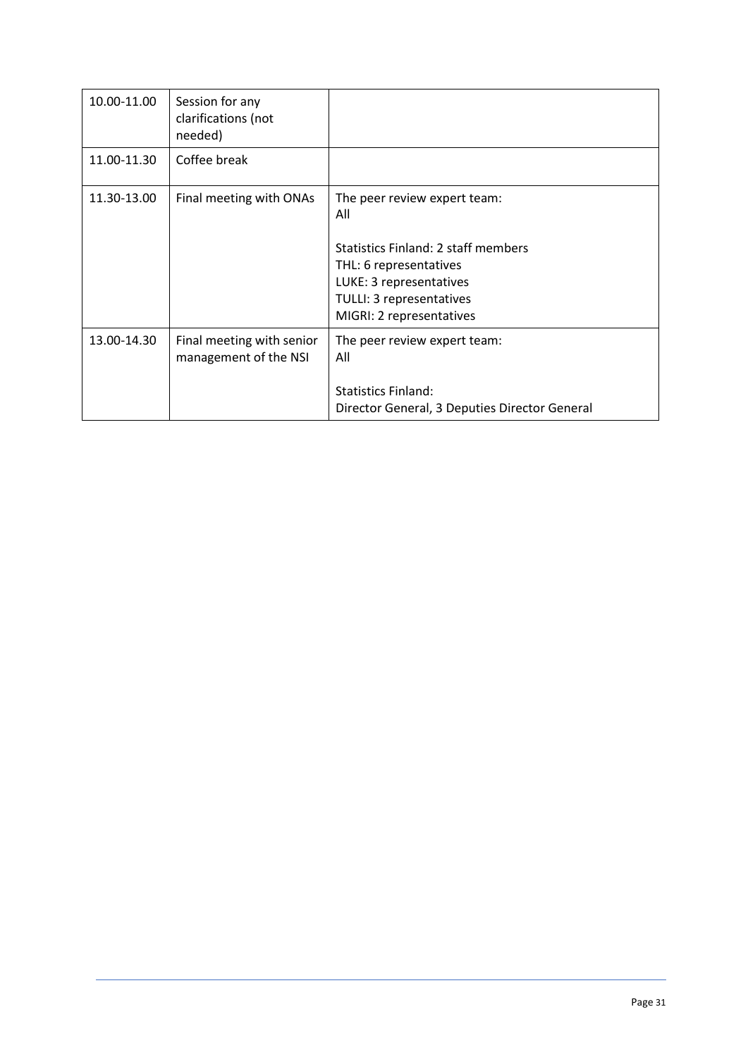| 10.00-11.00 | Session for any clarifications (not needed) | |
|---|---|---|
| 11.00-11.30 | Coffee break | |
| 11.30-13.00 | Final meeting with ONAs | The peer review expert team: All<br><br>Statistics Finland: 2 staff members<br>THL: 6 representatives<br>LUKE: 3 representatives<br>TULLI: 3 representatives<br>MIGRI: 2 representatives |
| 13.00-14.30 | Final meeting with senior management of the NSI | The peer review expert team: All<br><br>Statistics Finland:<br>Director General, 3 Deputies Director General |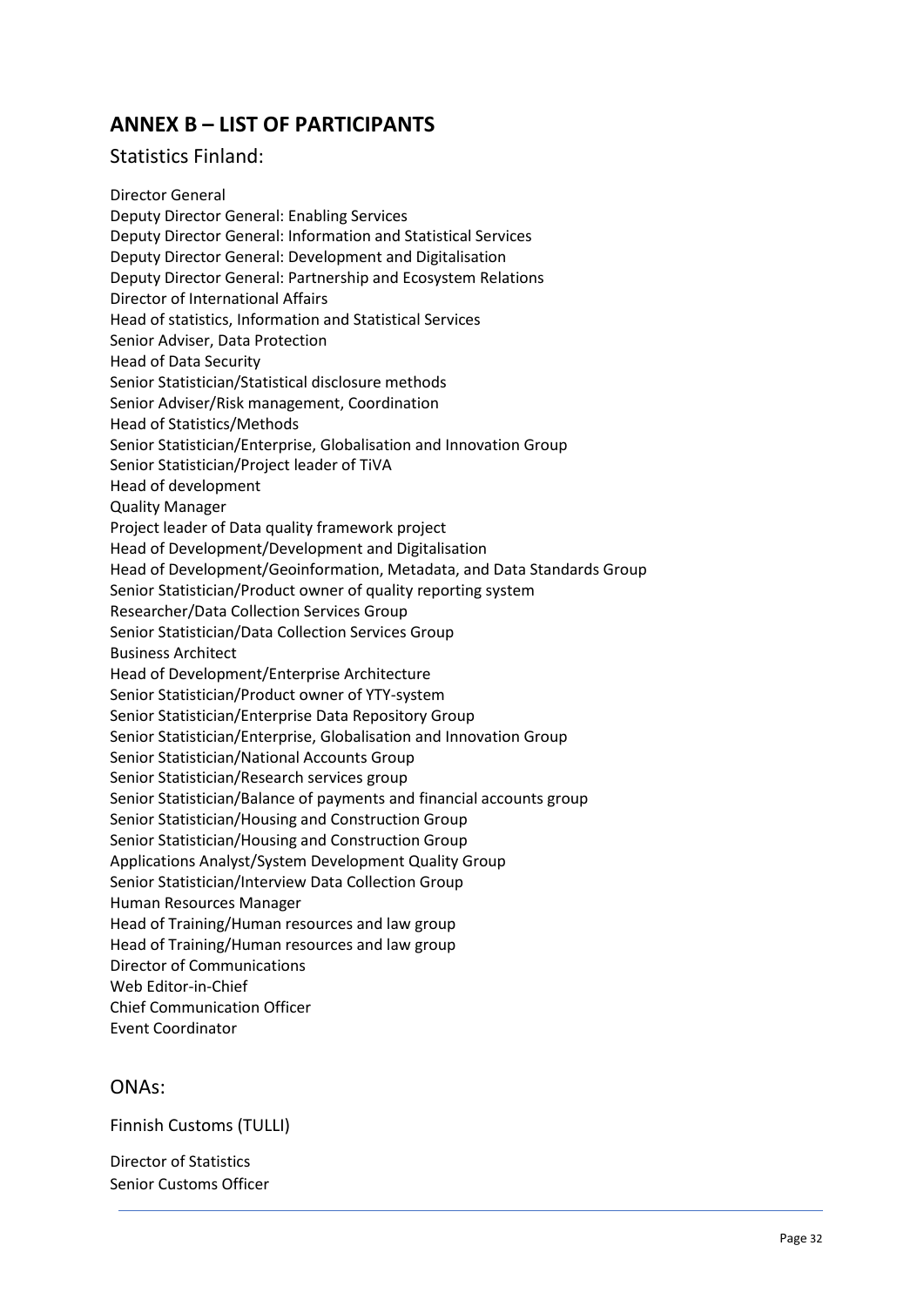## ANNEX B – LIST OF PARTICIPANTS

### Statistics Finland:

Director General
Deputy Director General: Enabling Services
Deputy Director General: Information and Statistical Services
Deputy Director General: Development and Digitalisation
Deputy Director General: Partnership and Ecosystem Relations
Director of International Affairs
Head of statistics, Information and Statistical Services
Senior Adviser, Data Protection
Head of Data Security
Senior Statistician/Statistical disclosure methods
Senior Adviser/Risk management, Coordination
Head of Statistics/Methods
Senior Statistician/Enterprise, Globalisation and Innovation Group
Senior Statistician/Project leader of TiVA
Head of development
Quality Manager
Project leader of Data quality framework project
Head of Development/Development and Digitalisation
Head of Development/Geoinformation, Metadata, and Data Standards Group
Senior Statistician/Product owner of quality reporting system
Researcher/Data Collection Services Group
Senior Statistician/Data Collection Services Group
Business Architect
Head of Development/Enterprise Architecture
Senior Statistician/Product owner of YTY-system
Senior Statistician/Enterprise Data Repository Group
Senior Statistician/Enterprise, Globalisation and Innovation Group
Senior Statistician/National Accounts Group
Senior Statistician/Research services group
Senior Statistician/Balance of payments and financial accounts group
Senior Statistician/Housing and Construction Group
Senior Statistician/Housing and Construction Group
Applications Analyst/System Development Quality Group
Senior Statistician/Interview Data Collection Group
Human Resources Manager
Head of Training/Human resources and law group
Head of Training/Human resources and law group
Director of Communications
Web Editor-in-Chief
Chief Communication Officer
Event Coordinator

### ONAs:

Finnish Customs (TULLI)

Director of Statistics
Senior Customs Officer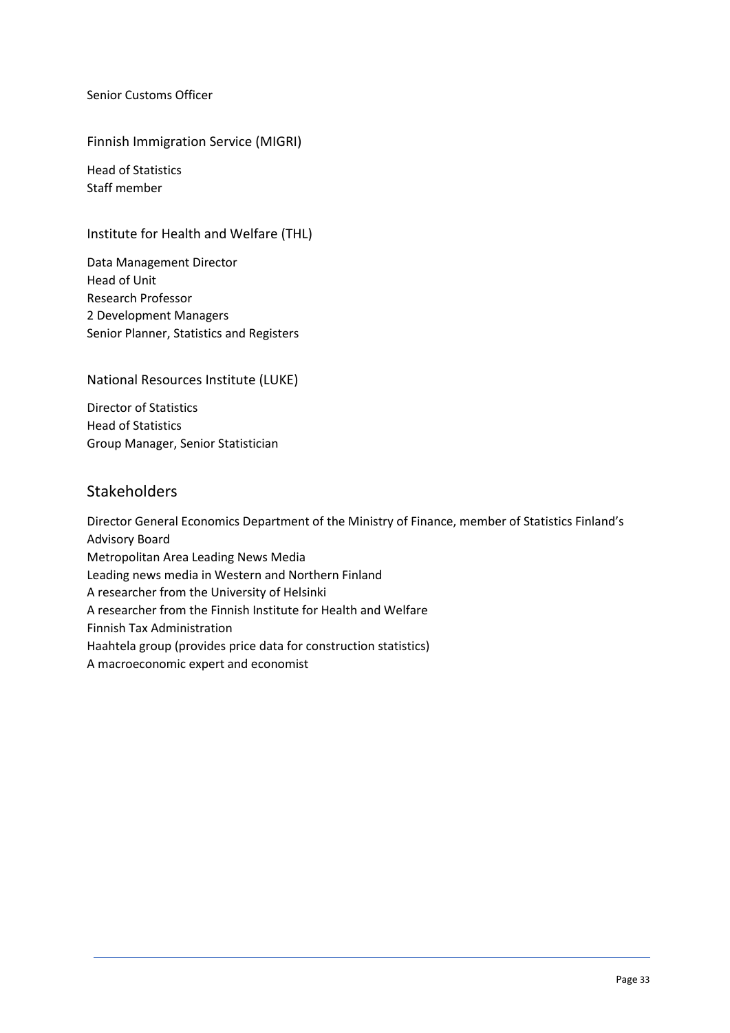Senior Customs Officer

### Finnish Immigration Service (MIGRI)

Head of Statistics
Staff member

### Institute for Health and Welfare (THL)

Data Management Director
Head of Unit
Research Professor
2 Development Managers
Senior Planner, Statistics and Registers

### National Resources Institute (LUKE)

Director of Statistics
Head of Statistics
Group Manager, Senior Statistician

## Stakeholders

Director General Economics Department of the Ministry of Finance, member of Statistics Finland's Advisory Board
Metropolitan Area Leading News Media
Leading news media in Western and Northern Finland
A researcher from the University of Helsinki
A researcher from the Finnish Institute for Health and Welfare
Finnish Tax Administration
Haahtela group (provides price data for construction statistics)
A macroeconomic expert and economist